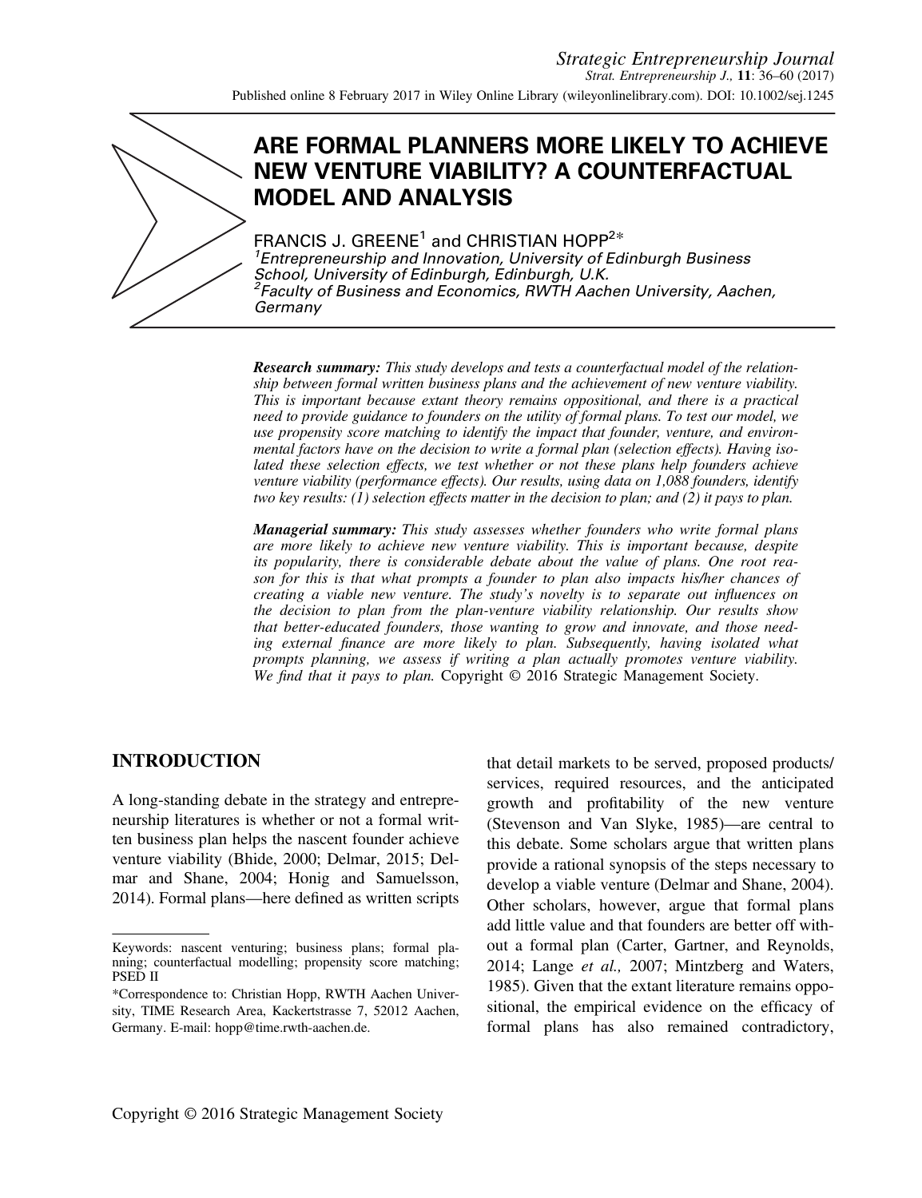# ARE FORMAL PLANNERS MORE LIKELY TO ACHIEVE NEW VENTURE VIABILITY? A COUNTERFACTUAL MODEL AND ANALYSIS

FRANCIS J. GREENE[1] and CHRISTIAN HOPP[2]*

[1]*Entrepreneurship and Innovation, University of Edinburgh Business School, University of Edinburgh, Edinburgh, U.K.*

[2]*Faculty of Business and Economics, RWTH Aachen University, Aachen, Germany*

***Research summary:*** *This study develops and tests a counterfactual model of the relationship between formal written business plans and the achievement of new venture viability. This is important because extant theory remains oppositional, and there is a practical need to provide guidance to founders on the utility of formal plans. To test our model, we use propensity score matching to identify the impact that founder, venture, and environmental factors have on the decision to write a formal plan (selection effects). Having isolated these selection effects, we test whether or not these plans help founders achieve venture viability (performance effects). Our results, using data on 1,088 founders, identify two key results: (1) selection effects matter in the decision to plan; and (2) it pays to plan.*

***Managerial summary:*** *This study assesses whether founders who write formal plans are more likely to achieve new venture viability. This is important because, despite its popularity, there is considerable debate about the value of plans. One root reason for this is that what prompts a founder to plan also impacts his/her chances of creating a viable new venture. The study's novelty is to separate out influences on the decision to plan from the plan-venture viability relationship. Our results show that better-educated founders, those wanting to grow and innovate, and those needing external finance are more likely to plan. Subsequently, having isolated what prompts planning, we assess if writing a plan actually promotes venture viability. We find that it pays to plan.* Copyright © 2016 Strategic Management Society.

## INTRODUCTION

A long-standing debate in the strategy and entrepreneurship literatures is whether or not a formal written business plan helps the nascent founder achieve venture viability (Bhide, 2000; Delmar, 2015; Delmar and Shane, 2004; Honig and Samuelsson, 2014). Formal plans—here defined as written scripts that detail markets to be served, proposed products/services, required resources, and the anticipated growth and profitability of the new venture (Stevenson and Van Slyke, 1985)—are central to this debate. Some scholars argue that written plans provide a rational synopsis of the steps necessary to develop a viable venture (Delmar and Shane, 2004). Other scholars, however, argue that formal plans add little value and that founders are better off without a formal plan (Carter, Gartner, and Reynolds, 2014; Lange *et al.,* 2007; Mintzberg and Waters, 1985). Given that the extant literature remains oppositional, the empirical evidence on the efficacy of formal plans has also remained contradictory,

Keywords: nascent venturing; business plans; formal planning; counterfactual modelling; propensity score matching; PSED II

*Correspondence to: Christian Hopp, RWTH Aachen University, TIME Research Area, Kackertstrasse 7, 52012 Aachen, Germany. E-mail: hopp@time.rwth-aachen.de.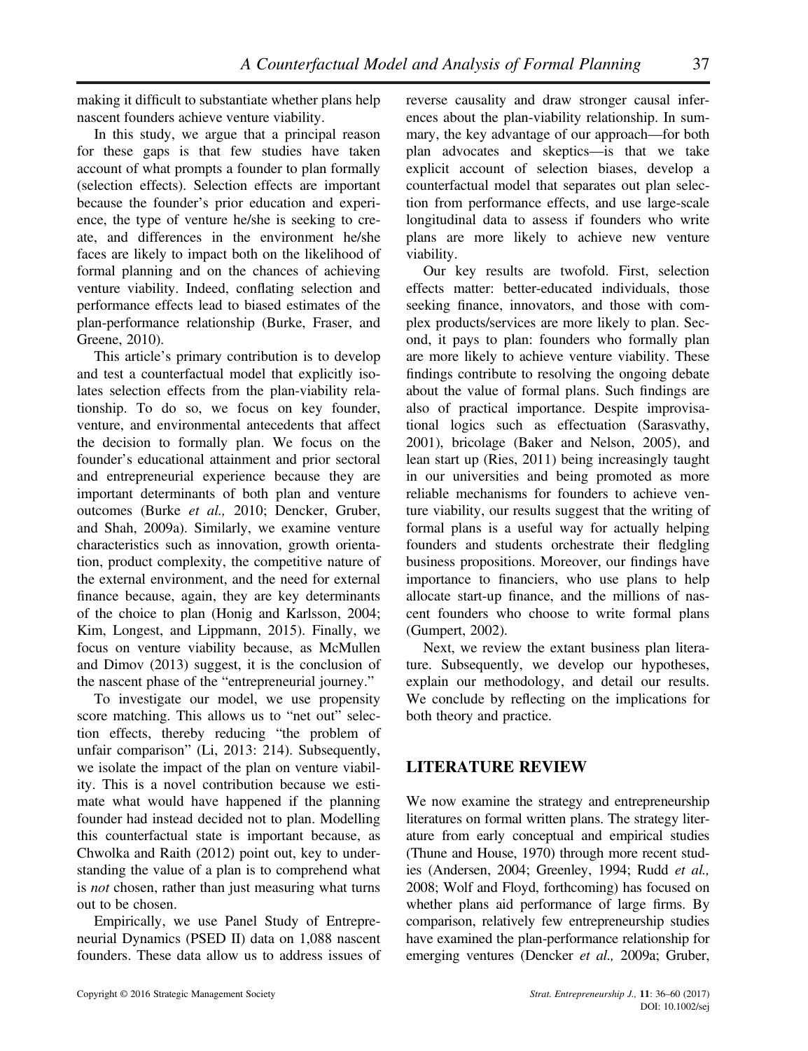making it difficult to substantiate whether plans help nascent founders achieve venture viability.

In this study, we argue that a principal reason for these gaps is that few studies have taken account of what prompts a founder to plan formally (selection effects). Selection effects are important because the founder's prior education and experience, the type of venture he/she is seeking to create, and differences in the environment he/she faces are likely to impact both on the likelihood of formal planning and on the chances of achieving venture viability. Indeed, conflating selection and performance effects lead to biased estimates of the plan-performance relationship (Burke, Fraser, and Greene, 2010).

This article's primary contribution is to develop and test a counterfactual model that explicitly isolates selection effects from the plan-viability relationship. To do so, we focus on key founder, venture, and environmental antecedents that affect the decision to formally plan. We focus on the founder's educational attainment and prior sectoral and entrepreneurial experience because they are important determinants of both plan and venture outcomes (Burke *et al.,* 2010; Dencker, Gruber, and Shah, 2009a). Similarly, we examine venture characteristics such as innovation, growth orientation, product complexity, the competitive nature of the external environment, and the need for external finance because, again, they are key determinants of the choice to plan (Honig and Karlsson, 2004; Kim, Longest, and Lippmann, 2015). Finally, we focus on venture viability because, as McMullen and Dimov (2013) suggest, it is the conclusion of the nascent phase of the "entrepreneurial journey."

To investigate our model, we use propensity score matching. This allows us to "net out" selection effects, thereby reducing "the problem of unfair comparison" (Li, 2013: 214). Subsequently, we isolate the impact of the plan on venture viability. This is a novel contribution because we estimate what would have happened if the planning founder had instead decided not to plan. Modelling this counterfactual state is important because, as Chwolka and Raith (2012) point out, key to understanding the value of a plan is to comprehend what is *not* chosen, rather than just measuring what turns out to be chosen.

Empirically, we use Panel Study of Entrepreneurial Dynamics (PSED II) data on 1,088 nascent founders. These data allow us to address issues of reverse causality and draw stronger causal inferences about the plan-viability relationship. In summary, the key advantage of our approach—for both plan advocates and skeptics—is that we take explicit account of selection biases, develop a counterfactual model that separates out plan selection from performance effects, and use large-scale longitudinal data to assess if founders who write plans are more likely to achieve new venture viability.

Our key results are twofold. First, selection effects matter: better-educated individuals, those seeking finance, innovators, and those with complex products/services are more likely to plan. Second, it pays to plan: founders who formally plan are more likely to achieve venture viability. These findings contribute to resolving the ongoing debate about the value of formal plans. Such findings are also of practical importance. Despite improvisational logics such as effectuation (Sarasvathy, 2001), bricolage (Baker and Nelson, 2005), and lean start up (Ries, 2011) being increasingly taught in our universities and being promoted as more reliable mechanisms for founders to achieve venture viability, our results suggest that the writing of formal plans is a useful way for actually helping founders and students orchestrate their fledgling business propositions. Moreover, our findings have importance to financiers, who use plans to help allocate start-up finance, and the millions of nascent founders who choose to write formal plans (Gumpert, 2002).

Next, we review the extant business plan literature. Subsequently, we develop our hypotheses, explain our methodology, and detail our results. We conclude by reflecting on the implications for both theory and practice.

## LITERATURE REVIEW

We now examine the strategy and entrepreneurship literatures on formal written plans. The strategy literature from early conceptual and empirical studies (Thune and House, 1970) through more recent studies (Andersen, 2004; Greenley, 1994; Rudd *et al.,* 2008; Wolf and Floyd, forthcoming) has focused on whether plans aid performance of large firms. By comparison, relatively few entrepreneurship studies have examined the plan-performance relationship for emerging ventures (Dencker *et al.,* 2009a; Gruber,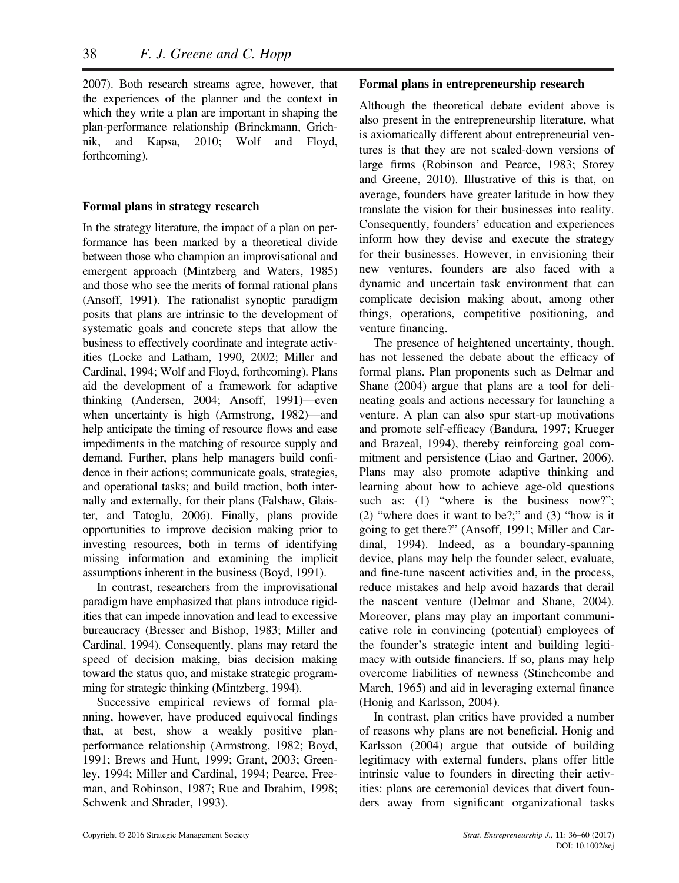2007). Both research streams agree, however, that the experiences of the planner and the context in which they write a plan are important in shaping the plan-performance relationship (Brinckmann, Grichnik, and Kapsa, 2010; Wolf and Floyd, forthcoming).

### Formal plans in strategy research

In the strategy literature, the impact of a plan on performance has been marked by a theoretical divide between those who champion an improvisational and emergent approach (Mintzberg and Waters, 1985) and those who see the merits of formal rational plans (Ansoff, 1991). The rationalist synoptic paradigm posits that plans are intrinsic to the development of systematic goals and concrete steps that allow the business to effectively coordinate and integrate activities (Locke and Latham, 1990, 2002; Miller and Cardinal, 1994; Wolf and Floyd, forthcoming). Plans aid the development of a framework for adaptive thinking (Andersen, 2004; Ansoff, 1991)—even when uncertainty is high (Armstrong, 1982)—and help anticipate the timing of resource flows and ease impediments in the matching of resource supply and demand. Further, plans help managers build confidence in their actions; communicate goals, strategies, and operational tasks; and build traction, both internally and externally, for their plans (Falshaw, Glaister, and Tatoglu, 2006). Finally, plans provide opportunities to improve decision making prior to investing resources, both in terms of identifying missing information and examining the implicit assumptions inherent in the business (Boyd, 1991).

In contrast, researchers from the improvisational paradigm have emphasized that plans introduce rigidities that can impede innovation and lead to excessive bureaucracy (Bresser and Bishop, 1983; Miller and Cardinal, 1994). Consequently, plans may retard the speed of decision making, bias decision making toward the status quo, and mistake strategic programming for strategic thinking (Mintzberg, 1994).

Successive empirical reviews of formal planning, however, have produced equivocal findings that, at best, show a weakly positive plan-performance relationship (Armstrong, 1982; Boyd, 1991; Brews and Hunt, 1999; Grant, 2003; Greenley, 1994; Miller and Cardinal, 1994; Pearce, Freeman, and Robinson, 1987; Rue and Ibrahim, 1998; Schwenk and Shrader, 1993).

### Formal plans in entrepreneurship research

Although the theoretical debate evident above is also present in the entrepreneurship literature, what is axiomatically different about entrepreneurial ventures is that they are not scaled-down versions of large firms (Robinson and Pearce, 1983; Storey and Greene, 2010). Illustrative of this is that, on average, founders have greater latitude in how they translate the vision for their businesses into reality. Consequently, founders' education and experiences inform how they devise and execute the strategy for their businesses. However, in envisioning their new ventures, founders are also faced with a dynamic and uncertain task environment that can complicate decision making about, among other things, operations, competitive positioning, and venture financing.

The presence of heightened uncertainty, though, has not lessened the debate about the efficacy of formal plans. Plan proponents such as Delmar and Shane (2004) argue that plans are a tool for delineating goals and actions necessary for launching a venture. A plan can also spur start-up motivations and promote self-efficacy (Bandura, 1997; Krueger and Brazeal, 1994), thereby reinforcing goal commitment and persistence (Liao and Gartner, 2006). Plans may also promote adaptive thinking and learning about how to achieve age-old questions such as: (1) "where is the business now?"; (2) "where does it want to be?;" and (3) "how is it going to get there?" (Ansoff, 1991; Miller and Cardinal, 1994). Indeed, as a boundary-spanning device, plans may help the founder select, evaluate, and fine-tune nascent activities and, in the process, reduce mistakes and help avoid hazards that derail the nascent venture (Delmar and Shane, 2004). Moreover, plans may play an important communicative role in convincing (potential) employees of the founder's strategic intent and building legitimacy with outside financiers. If so, plans may help overcome liabilities of newness (Stinchcombe and March, 1965) and aid in leveraging external finance (Honig and Karlsson, 2004).

In contrast, plan critics have provided a number of reasons why plans are not beneficial. Honig and Karlsson (2004) argue that outside of building legitimacy with external funders, plans offer little intrinsic value to founders in directing their activities: plans are ceremonial devices that divert founders away from significant organizational tasks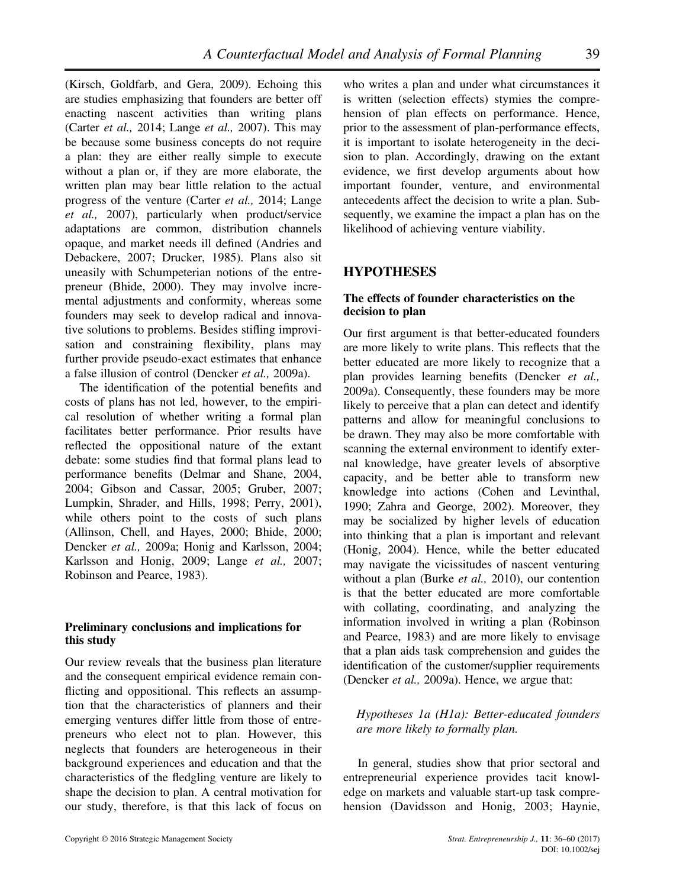(Kirsch, Goldfarb, and Gera, 2009). Echoing this are studies emphasizing that founders are better off enacting nascent activities than writing plans (Carter *et al.,* 2014; Lange *et al.,* 2007). This may be because some business concepts do not require a plan: they are either really simple to execute without a plan or, if they are more elaborate, the written plan may bear little relation to the actual progress of the venture (Carter *et al.,* 2014; Lange *et al.,* 2007), particularly when product/service adaptations are common, distribution channels opaque, and market needs ill defined (Andries and Debackere, 2007; Drucker, 1985). Plans also sit uneasily with Schumpeterian notions of the entrepreneur (Bhide, 2000). They may involve incremental adjustments and conformity, whereas some founders may seek to develop radical and innovative solutions to problems. Besides stifling improvisation and constraining flexibility, plans may further provide pseudo-exact estimates that enhance a false illusion of control (Dencker *et al.,* 2009a).

The identification of the potential benefits and costs of plans has not led, however, to the empirical resolution of whether writing a formal plan facilitates better performance. Prior results have reflected the oppositional nature of the extant debate: some studies find that formal plans lead to performance benefits (Delmar and Shane, 2004, 2004; Gibson and Cassar, 2005; Gruber, 2007; Lumpkin, Shrader, and Hills, 1998; Perry, 2001), while others point to the costs of such plans (Allinson, Chell, and Hayes, 2000; Bhide, 2000; Dencker *et al.,* 2009a; Honig and Karlsson, 2004; Karlsson and Honig, 2009; Lange *et al.,* 2007; Robinson and Pearce, 1983).

### Preliminary conclusions and implications for this study

Our review reveals that the business plan literature and the consequent empirical evidence remain conflicting and oppositional. This reflects an assumption that the characteristics of planners and their emerging ventures differ little from those of entrepreneurs who elect not to plan. However, this neglects that founders are heterogeneous in their background experiences and education and that the characteristics of the fledgling venture are likely to shape the decision to plan. A central motivation for our study, therefore, is that this lack of focus on who writes a plan and under what circumstances it is written (selection effects) stymies the comprehension of plan effects on performance. Hence, prior to the assessment of plan-performance effects, it is important to isolate heterogeneity in the decision to plan. Accordingly, drawing on the extant evidence, we first develop arguments about how important founder, venture, and environmental antecedents affect the decision to write a plan. Subsequently, we examine the impact a plan has on the likelihood of achieving venture viability.

## HYPOTHESES

### The effects of founder characteristics on the decision to plan

Our first argument is that better-educated founders are more likely to write plans. This reflects that the better educated are more likely to recognize that a plan provides learning benefits (Dencker *et al.,* 2009a). Consequently, these founders may be more likely to perceive that a plan can detect and identify patterns and allow for meaningful conclusions to be drawn. They may also be more comfortable with scanning the external environment to identify external knowledge, have greater levels of absorptive capacity, and be better able to transform new knowledge into actions (Cohen and Levinthal, 1990; Zahra and George, 2002). Moreover, they may be socialized by higher levels of education into thinking that a plan is important and relevant (Honig, 2004). Hence, while the better educated may navigate the vicissitudes of nascent venturing without a plan (Burke *et al.,* 2010), our contention is that the better educated are more comfortable with collating, coordinating, and analyzing the information involved in writing a plan (Robinson and Pearce, 1983) and are more likely to envisage that a plan aids task comprehension and guides the identification of the customer/supplier requirements (Dencker *et al.,* 2009a). Hence, we argue that:

*Hypotheses 1a (H1a): Better-educated founders are more likely to formally plan.*

In general, studies show that prior sectoral and entrepreneurial experience provides tacit knowledge on markets and valuable start-up task comprehension (Davidsson and Honig, 2003; Haynie,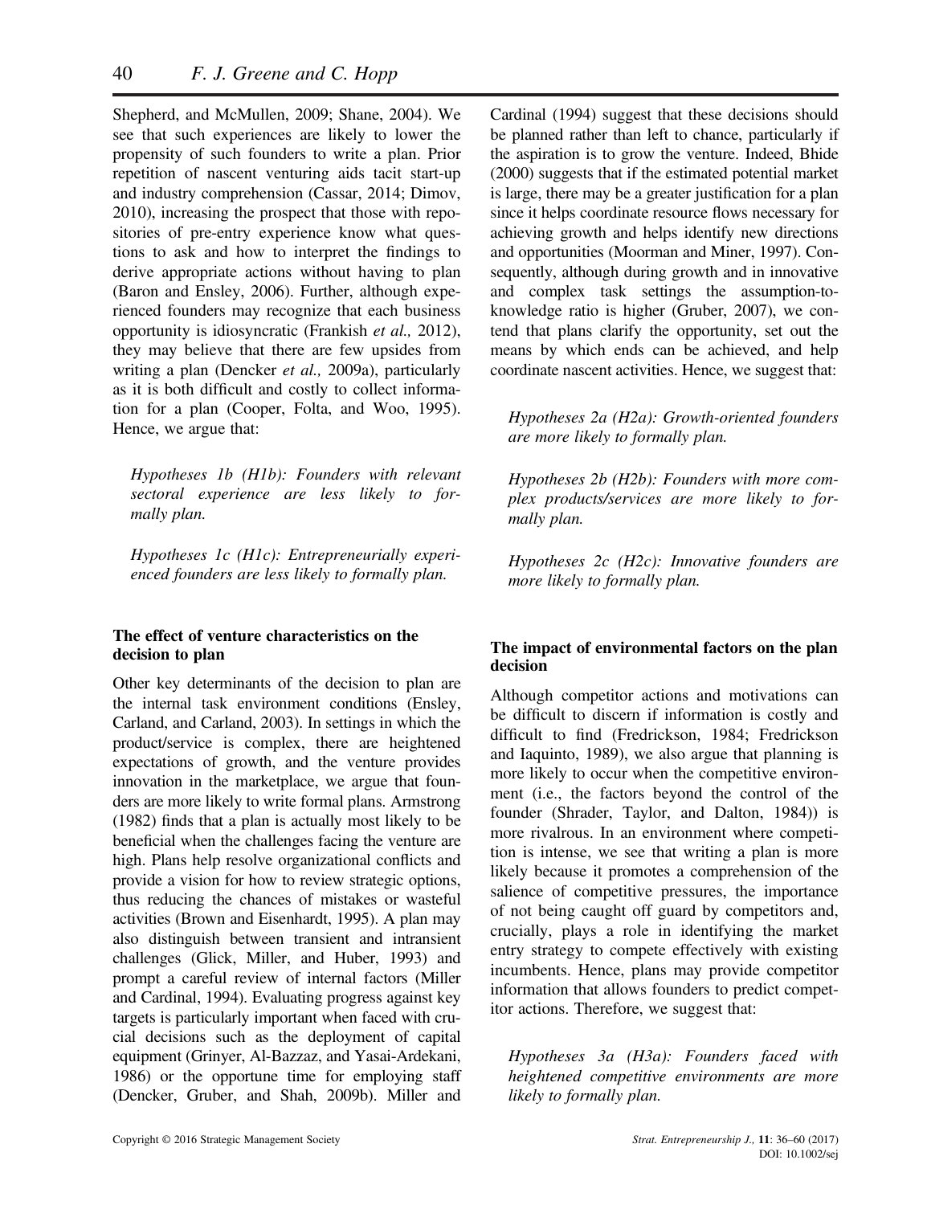Shepherd, and McMullen, 2009; Shane, 2004). We see that such experiences are likely to lower the propensity of such founders to write a plan. Prior repetition of nascent venturing aids tacit start-up and industry comprehension (Cassar, 2014; Dimov, 2010), increasing the prospect that those with repositories of pre-entry experience know what questions to ask and how to interpret the findings to derive appropriate actions without having to plan (Baron and Ensley, 2006). Further, although experienced founders may recognize that each business opportunity is idiosyncratic (Frankish *et al.,* 2012), they may believe that there are few upsides from writing a plan (Dencker *et al.,* 2009a), particularly as it is both difficult and costly to collect information for a plan (Cooper, Folta, and Woo, 1995). Hence, we argue that:

*Hypotheses 1b (H1b): Founders with relevant sectoral experience are less likely to formally plan.*

*Hypotheses 1c (H1c): Entrepreneurially experienced founders are less likely to formally plan.*

### The effect of venture characteristics on the decision to plan

Other key determinants of the decision to plan are the internal task environment conditions (Ensley, Carland, and Carland, 2003). In settings in which the product/service is complex, there are heightened expectations of growth, and the venture provides innovation in the marketplace, we argue that founders are more likely to write formal plans. Armstrong (1982) finds that a plan is actually most likely to be beneficial when the challenges facing the venture are high. Plans help resolve organizational conflicts and provide a vision for how to review strategic options, thus reducing the chances of mistakes or wasteful activities (Brown and Eisenhardt, 1995). A plan may also distinguish between transient and intransient challenges (Glick, Miller, and Huber, 1993) and prompt a careful review of internal factors (Miller and Cardinal, 1994). Evaluating progress against key targets is particularly important when faced with crucial decisions such as the deployment of capital equipment (Grinyer, Al-Bazzaz, and Yasai-Ardekani, 1986) or the opportune time for employing staff (Dencker, Gruber, and Shah, 2009b). Miller and Cardinal (1994) suggest that these decisions should be planned rather than left to chance, particularly if the aspiration is to grow the venture. Indeed, Bhide (2000) suggests that if the estimated potential market is large, there may be a greater justification for a plan since it helps coordinate resource flows necessary for achieving growth and helps identify new directions and opportunities (Moorman and Miner, 1997). Consequently, although during growth and in innovative and complex task settings the assumption-to-knowledge ratio is higher (Gruber, 2007), we contend that plans clarify the opportunity, set out the means by which ends can be achieved, and help coordinate nascent activities. Hence, we suggest that:

*Hypotheses 2a (H2a): Growth-oriented founders are more likely to formally plan.*

*Hypotheses 2b (H2b): Founders with more complex products/services are more likely to formally plan.*

*Hypotheses 2c (H2c): Innovative founders are more likely to formally plan.*

### The impact of environmental factors on the plan decision

Although competitor actions and motivations can be difficult to discern if information is costly and difficult to find (Fredrickson, 1984; Fredrickson and Iaquinto, 1989), we also argue that planning is more likely to occur when the competitive environment (i.e., the factors beyond the control of the founder (Shrader, Taylor, and Dalton, 1984)) is more rivalrous. In an environment where competition is intense, we see that writing a plan is more likely because it promotes a comprehension of the salience of competitive pressures, the importance of not being caught off guard by competitors and, crucially, plays a role in identifying the market entry strategy to compete effectively with existing incumbents. Hence, plans may provide competitor information that allows founders to predict competitor actions. Therefore, we suggest that:

*Hypotheses 3a (H3a): Founders faced with heightened competitive environments are more likely to formally plan.*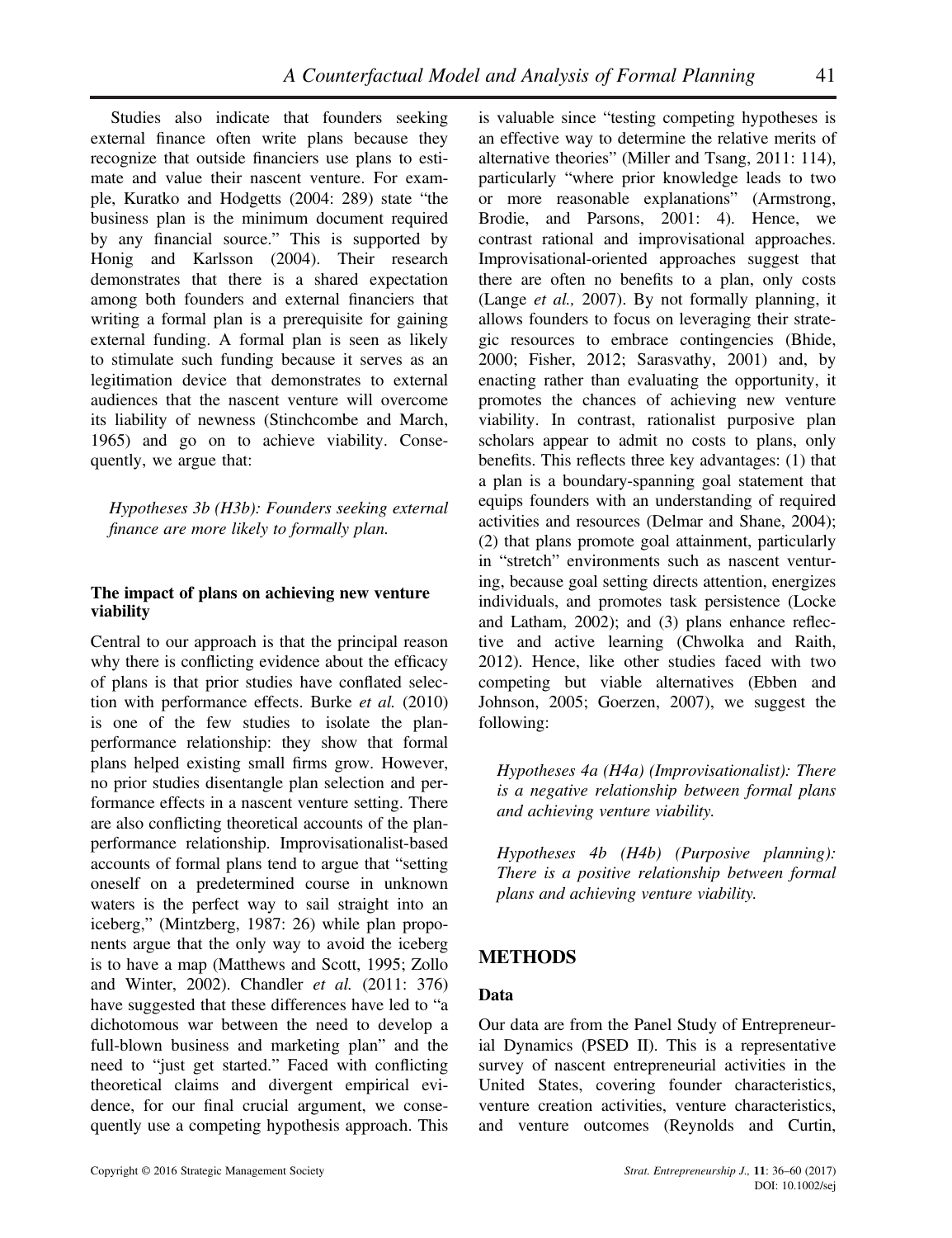Studies also indicate that founders seeking external finance often write plans because they recognize that outside financiers use plans to estimate and value their nascent venture. For example, Kuratko and Hodgetts (2004: 289) state "the business plan is the minimum document required by any financial source." This is supported by Honig and Karlsson (2004). Their research demonstrates that there is a shared expectation among both founders and external financiers that writing a formal plan is a prerequisite for gaining external funding. A formal plan is seen as likely to stimulate such funding because it serves as an legitimation device that demonstrates to external audiences that the nascent venture will overcome its liability of newness (Stinchcombe and March, 1965) and go on to achieve viability. Consequently, we argue that:

*Hypotheses 3b (H3b): Founders seeking external finance are more likely to formally plan.*

### The impact of plans on achieving new venture viability

Central to our approach is that the principal reason why there is conflicting evidence about the efficacy of plans is that prior studies have conflated selection with performance effects. Burke *et al.* (2010) is one of the few studies to isolate the plan-performance relationship: they show that formal plans helped existing small firms grow. However, no prior studies disentangle plan selection and performance effects in a nascent venture setting. There are also conflicting theoretical accounts of the plan-performance relationship. Improvisationalist-based accounts of formal plans tend to argue that "setting oneself on a predetermined course in unknown waters is the perfect way to sail straight into an iceberg," (Mintzberg, 1987: 26) while plan proponents argue that the only way to avoid the iceberg is to have a map (Matthews and Scott, 1995; Zollo and Winter, 2002). Chandler *et al.* (2011: 376) have suggested that these differences have led to "a dichotomous war between the need to develop a full-blown business and marketing plan" and the need to "just get started." Faced with conflicting theoretical claims and divergent empirical evidence, for our final crucial argument, we consequently use a competing hypothesis approach. This is valuable since "testing competing hypotheses is an effective way to determine the relative merits of alternative theories" (Miller and Tsang, 2011: 114), particularly "where prior knowledge leads to two or more reasonable explanations" (Armstrong, Brodie, and Parsons, 2001: 4). Hence, we contrast rational and improvisational approaches. Improvisational-oriented approaches suggest that there are often no benefits to a plan, only costs (Lange *et al.,* 2007). By not formally planning, it allows founders to focus on leveraging their strategic resources to embrace contingencies (Bhide, 2000; Fisher, 2012; Sarasvathy, 2001) and, by enacting rather than evaluating the opportunity, it promotes the chances of achieving new venture viability. In contrast, rationalist purposive plan scholars appear to admit no costs to plans, only benefits. This reflects three key advantages: (1) that a plan is a boundary-spanning goal statement that equips founders with an understanding of required activities and resources (Delmar and Shane, 2004); (2) that plans promote goal attainment, particularly in "stretch" environments such as nascent venturing, because goal setting directs attention, energizes individuals, and promotes task persistence (Locke and Latham, 2002); and (3) plans enhance reflective and active learning (Chwolka and Raith, 2012). Hence, like other studies faced with two competing but viable alternatives (Ebben and Johnson, 2005; Goerzen, 2007), we suggest the following:

*Hypotheses 4a (H4a) (Improvisationalist): There is a negative relationship between formal plans and achieving venture viability.*

*Hypotheses 4b (H4b) (Purposive planning): There is a positive relationship between formal plans and achieving venture viability.*

## METHODS

### Data

Our data are from the Panel Study of Entrepreneurial Dynamics (PSED II). This is a representative survey of nascent entrepreneurial activities in the United States, covering founder characteristics, venture creation activities, venture characteristics, and venture outcomes (Reynolds and Curtin,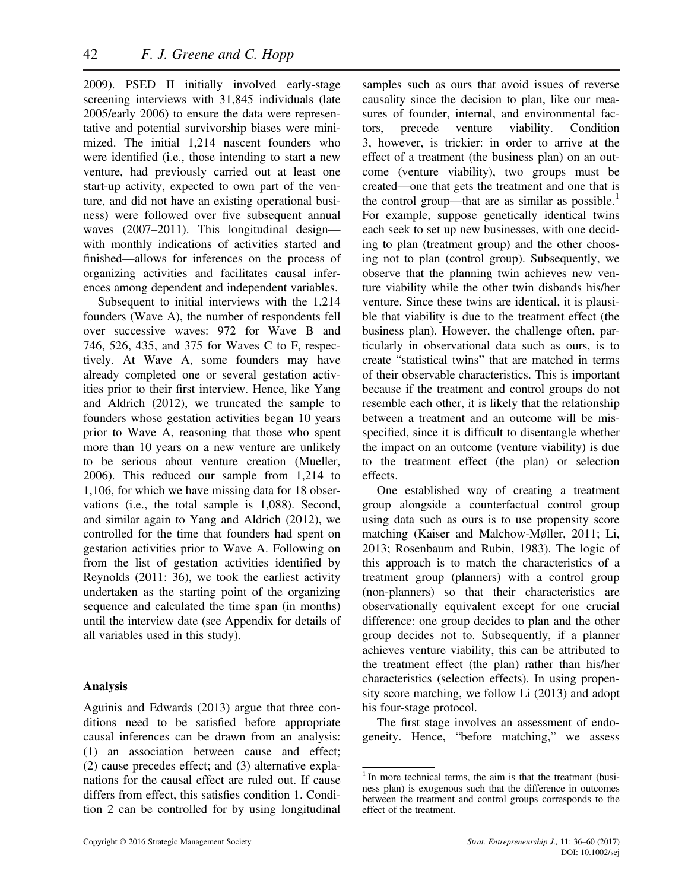2009). PSED II initially involved early-stage screening interviews with 31,845 individuals (late 2005/early 2006) to ensure the data were representative and potential survivorship biases were minimized. The initial 1,214 nascent founders who were identified (i.e., those intending to start a new venture, had previously carried out at least one start-up activity, expected to own part of the venture, and did not have an existing operational business) were followed over five subsequent annual waves (2007–2011). This longitudinal design—with monthly indications of activities started and finished—allows for inferences on the process of organizing activities and facilitates causal inferences among dependent and independent variables.

Subsequent to initial interviews with the 1,214 founders (Wave A), the number of respondents fell over successive waves: 972 for Wave B and 746, 526, 435, and 375 for Waves C to F, respectively. At Wave A, some founders may have already completed one or several gestation activities prior to their first interview. Hence, like Yang and Aldrich (2012), we truncated the sample to founders whose gestation activities began 10 years prior to Wave A, reasoning that those who spent more than 10 years on a new venture are unlikely to be serious about venture creation (Mueller, 2006). This reduced our sample from 1,214 to 1,106, for which we have missing data for 18 observations (i.e., the total sample is 1,088). Second, and similar again to Yang and Aldrich (2012), we controlled for the time that founders had spent on gestation activities prior to Wave A. Following on from the list of gestation activities identified by Reynolds (2011: 36), we took the earliest activity undertaken as the starting point of the organizing sequence and calculated the time span (in months) until the interview date (see Appendix for details of all variables used in this study).

## Analysis

Aguinis and Edwards (2013) argue that three conditions need to be satisfied before appropriate causal inferences can be drawn from an analysis: (1) an association between cause and effect; (2) cause precedes effect; and (3) alternative explanations for the causal effect are ruled out. If cause differs from effect, this satisfies condition 1. Condition 2 can be controlled for by using longitudinal samples such as ours that avoid issues of reverse causality since the decision to plan, like our measures of founder, internal, and environmental factors, precede venture viability. Condition 3, however, is trickier: in order to arrive at the effect of a treatment (the business plan) on an outcome (venture viability), two groups must be created—one that gets the treatment and one that is the control group—that are as similar as possible.[1] For example, suppose genetically identical twins each seek to set up new businesses, with one deciding to plan (treatment group) and the other choosing not to plan (control group). Subsequently, we observe that the planning twin achieves new venture viability while the other twin disbands his/her venture. Since these twins are identical, it is plausible that viability is due to the treatment effect (the business plan). However, the challenge often, particularly in observational data such as ours, is to create "statistical twins" that are matched in terms of their observable characteristics. This is important because if the treatment and control groups do not resemble each other, it is likely that the relationship between a treatment and an outcome will be misspecified, since it is difficult to disentangle whether the impact on an outcome (venture viability) is due to the treatment effect (the plan) or selection effects.

One established way of creating a treatment group alongside a counterfactual control group using data such as ours is to use propensity score matching (Kaiser and Malchow-Møller, 2011; Li, 2013; Rosenbaum and Rubin, 1983). The logic of this approach is to match the characteristics of a treatment group (planners) with a control group (non-planners) so that their characteristics are observationally equivalent except for one crucial difference: one group decides to plan and the other group decides not to. Subsequently, if a planner achieves venture viability, this can be attributed to the treatment effect (the plan) rather than his/her characteristics (selection effects). In using propensity score matching, we follow Li (2013) and adopt his four-stage protocol.

The first stage involves an assessment of endogeneity. Hence, "before matching," we assess

[1] In more technical terms, the aim is that the treatment (business plan) is exogenous such that the difference in outcomes between the treatment and control groups corresponds to the effect of the treatment.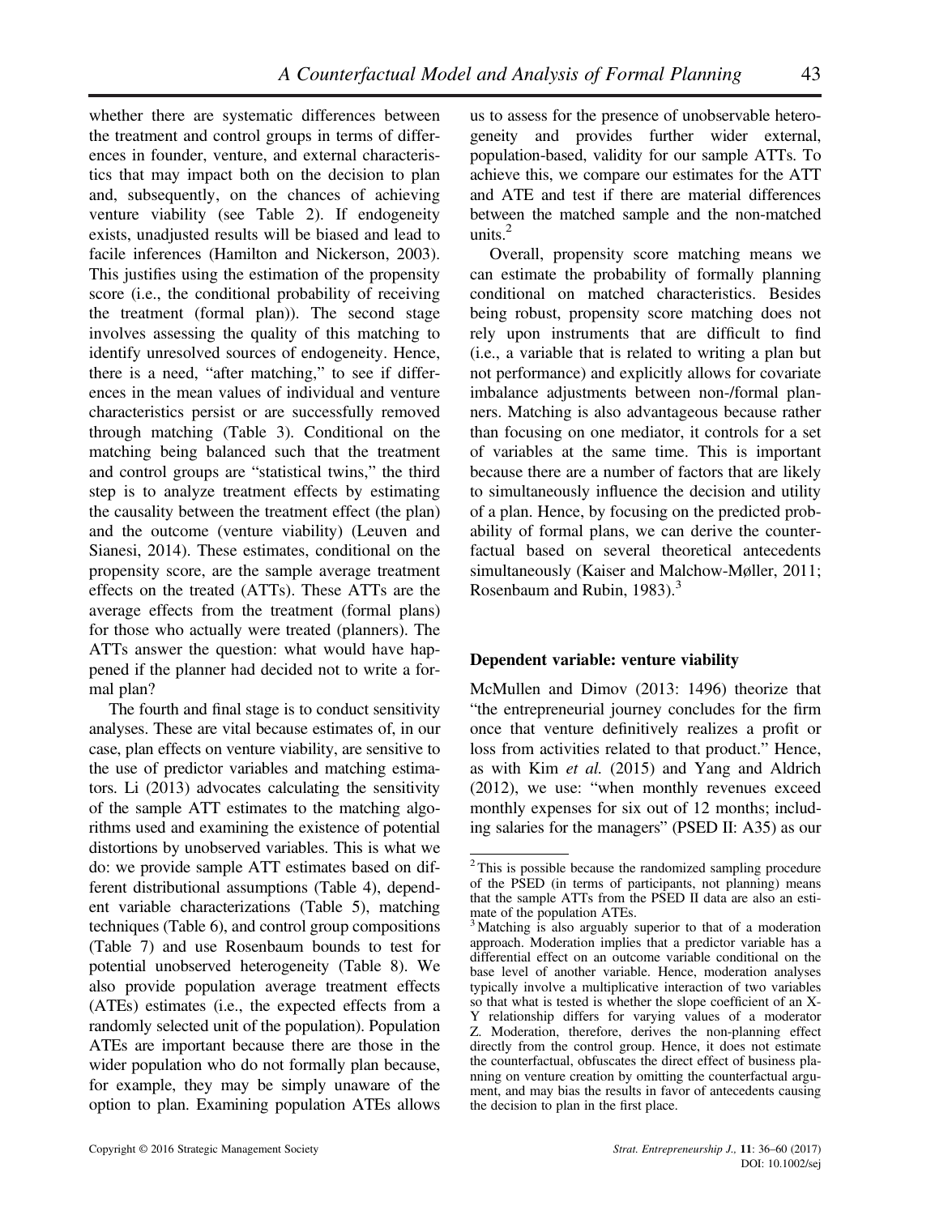whether there are systematic differences between the treatment and control groups in terms of differences in founder, venture, and external characteristics that may impact on both on the decision to plan and, subsequently, on the chances of achieving venture viability (see Table 2). If endogeneity exists, unadjusted results will be biased and lead to facile inferences (Hamilton and Nickerson, 2003). This justifies using the estimation of the propensity score (i.e., the conditional probability of receiving the treatment (formal plan)). The second stage involves assessing the quality of this matching to identify unresolved sources of endogeneity. Hence, there is a need, "after matching," to see if differences in the mean values of individual and venture characteristics persist or are successfully removed through matching (Table 3). Conditional on the matching being balanced such that the treatment and control groups are "statistical twins," the third step is to analyze treatment effects by estimating the causality between the treatment effect (the plan) and the outcome (venture viability) (Leuven and Sianesi, 2014). These estimates, conditional on the propensity score, are the sample average treatment effects on the treated (ATTs). These ATTs are the average effects from the treatment (formal plans) for those who actually were treated (planners). The ATTs answer the question: what would have happened if the planner had decided not to write a formal plan?

The fourth and final stage is to conduct sensitivity analyses. These are vital because estimates of, in our case, plan effects on venture viability, are sensitive to the use of predictor variables and matching estimators. Li (2013) advocates calculating the sensitivity of the sample ATT estimates to the matching algorithms used and examining the existence of potential distortions by unobserved variables. This is what we do: we provide sample ATT estimates based on different distributional assumptions (Table 4), dependent variable characterizations (Table 5), matching techniques (Table 6), and control group compositions (Table 7) and use Rosenbaum bounds to test for potential unobserved heterogeneity (Table 8). We also provide population average treatment effects (ATEs) estimates (i.e., the expected effects from a randomly selected unit of the population). Population ATEs are important because there are those in the wider population who do not formally plan because, for example, they may be simply unaware of the option to plan. Examining population ATEs allows us to assess for the presence of unobservable heterogeneity and provides further wider external, population-based, validity for our sample ATTs. To achieve this, we compare our estimates for the ATT and ATE and test if there are material differences between the matched sample and the non-matched units.[2]

Overall, propensity score matching means we can estimate the probability of formally planning conditional on matched characteristics. Besides being robust, propensity score matching does not rely upon instruments that are difficult to find (i.e., a variable that is related to writing a plan but not performance) and explicitly allows for covariate imbalance adjustments between non-/formal planners. Matching is also advantageous because rather than focusing on one mediator, it controls for a set of variables at the same time. This is important because there are a number of factors that are likely to simultaneously influence the decision and utility of a plan. Hence, by focusing on the predicted probability of formal plans, we can derive the counterfactual based on several theoretical antecedents simultaneously (Kaiser and Malchow-Møller, 2011; Rosenbaum and Rubin, 1983).[3]

### Dependent variable: venture viability

McMullen and Dimov (2013: 1496) theorize that "the entrepreneurial journey concludes for the firm once that venture definitively realizes a profit or loss from activities related to that product." Hence, as with Kim *et al.* (2015) and Yang and Aldrich (2012), we use: "when monthly revenues exceed monthly expenses for six out of 12 months; including salaries for the managers" (PSED II: A35) as our

---

[2] This is possible because the randomized sampling procedure of the PSED (in terms of participants, not planning) means that the sample ATTs from the PSED II data are also an estimate of the population ATEs.

[3] Matching is also arguably superior to that of a moderation approach. Moderation implies that a predictor variable has a differential effect on an outcome variable conditional on the base level of another variable. Hence, moderation analyses typically involve a multiplicative interaction of two variables so that what is tested is whether the slope coefficient of an X-Y relationship differs for varying values of a moderator Z. Moderation, therefore, derives the non-planning effect directly from the control group. Hence, it does not estimate the counterfactual, obfuscates the direct effect of business planning on venture creation by omitting the counterfactual argument, and may bias the results in favor of antecedents causing the decision to plan in the first place.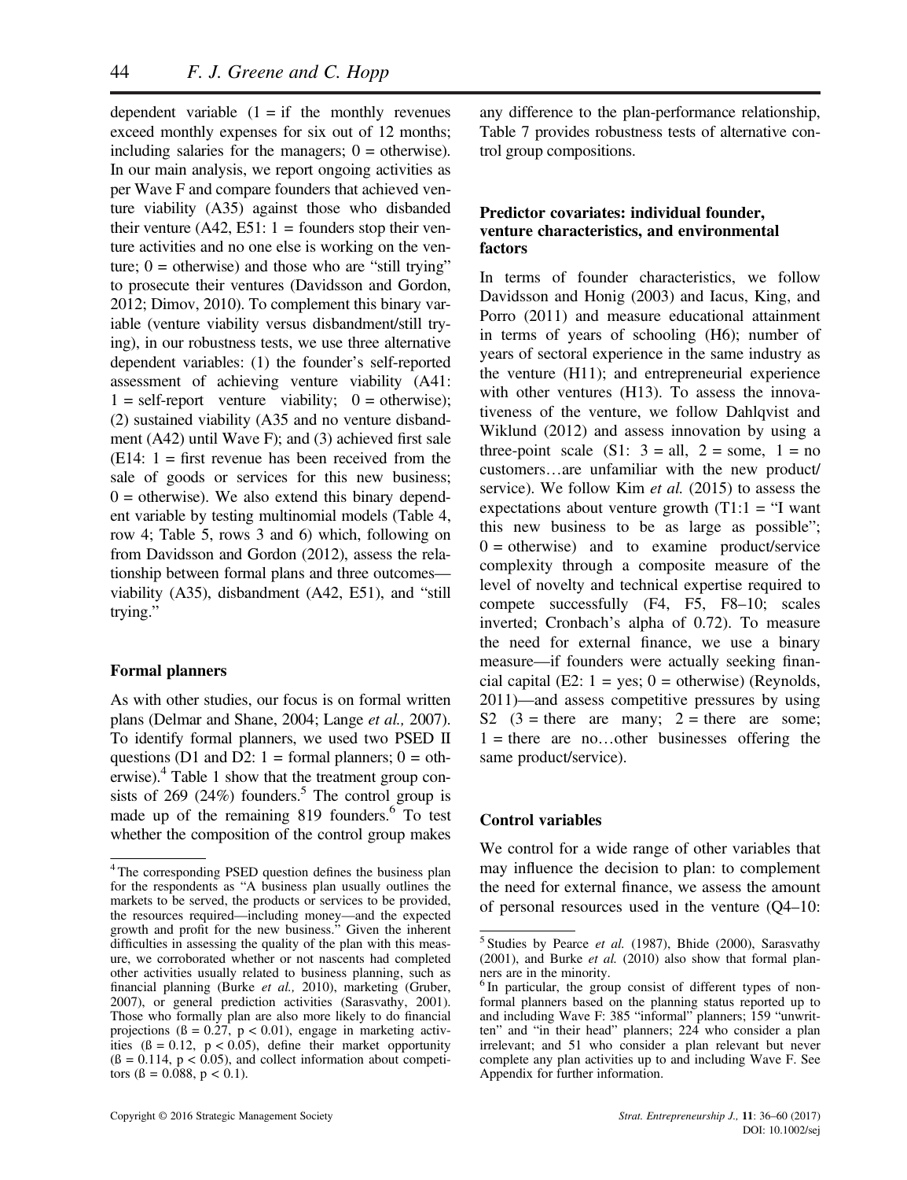dependent variable (1 = if the monthly revenues exceed monthly expenses for six out of 12 months; including salaries for the managers; 0 = otherwise). In our main analysis, we report ongoing activities as per Wave F and compare founders that achieved venture viability (A35) against those who disbanded their venture (A42, E51: 1 = founders stop their venture activities and no one else is working on the venture; 0 = otherwise) and those who are "still trying" to prosecute their ventures (Davidsson and Gordon, 2012; Dimov, 2010). To complement this binary variable (venture viability versus disbandment/still trying), in our robustness tests, we use three alternative dependent variables: (1) the founder's self-reported assessment of achieving venture viability (A41: 1 = self-report venture viability; 0 = otherwise); (2) sustained viability (A35 and no venture disbandment (A42) until Wave F); and (3) achieved first sale (E14: 1 = first revenue has been received from the sale of goods or services for this new business; 0 = otherwise). We also extend this binary dependent variable by testing multinomial models (Table 4, row 4; Table 5, rows 3 and 6) which, following on from Davidsson and Gordon (2012), assess the relationship between formal plans and three outcomes—viability (A35), disbandment (A42, E51), and "still trying."

### Formal planners

As with other studies, our focus is on formal written plans (Delmar and Shane, 2004; Lange *et al.,* 2007). To identify formal planners, we used two PSED II questions (D1 and D2: 1 = formal planners; 0 = otherwise).[4] Table 1 show that the treatment group consists of 269 (24%) founders.[5] The control group is made up of the remaining 819 founders.[6] To test whether the composition of the control group makes any difference to the plan-performance relationship, Table 7 provides robustness tests of alternative control group compositions.

### Predictor covariates: individual founder, venture characteristics, and environmental factors

In terms of founder characteristics, we follow Davidsson and Honig (2003) and Iacus, King, and Porro (2011) and measure educational attainment in terms of years of schooling (H6); number of years of sectoral experience in the same industry as the venture (H11); and entrepreneurial experience with other ventures (H13). To assess the innovativeness of the venture, we follow Dahlqvist and Wiklund (2012) and assess innovation by using a three-point scale (S1: 3 = all, 2 = some, 1 = no customers…are unfamiliar with the new product/service). We follow Kim *et al.* (2015) to assess the expectations about venture growth (T1:1 = "I want this new business to be as large as possible"; 0 = otherwise) and to examine product/service complexity through a composite measure of the level of novelty and technical expertise required to compete successfully (F4, F5, F8–10; scales inverted; Cronbach's alpha of 0.72). To measure the need for external finance, we use a binary measure—if founders were actually seeking financial capital (E2: 1 = yes; 0 = otherwise) (Reynolds, 2011)—and assess competitive pressures by using S2 (3 = there are many; 2 = there are some; 1 = there are no…other businesses offering the same product/service).

### Control variables

We control for a wide range of other variables that may influence the decision to plan: to complement the need for external finance, we assess the amount of personal resources used in the venture (Q4–10:

---

[4] The corresponding PSED question defines the business plan for the respondents as "A business plan usually outlines the markets to be served, the products or services to be provided, the resources required—including money—and the expected growth and profit for the new business." Given the inherent difficulties in assessing the quality of the plan with this measure, we corroborated whether or not nascents had completed other activities usually related to business planning, such as financial planning (Burke *et al.,* 2010), marketing (Gruber, 2007), or general prediction activities (Sarasvathy, 2001). Those who formally plan are also more likely to do financial projections ($ß = 0.27$, $p < 0.01$), engage in marketing activities ($ß = 0.12$, $p < 0.05$), define their market opportunity ($ß = 0.114$, $p < 0.05$), and collect information about competitors ($ß = 0.088$, $p < 0.1$).

[5] Studies by Pearce *et al.* (1987), Bhide (2000), Sarasvathy (2001), and Burke *et al.* (2010) also show that formal planners are in the minority.

[6] In particular, the group consist of different types of non-formal planners based on the planning status reported up to and including Wave F: 385 "informal" planners; 159 "unwritten" and "in their head" planners; 224 who consider a plan irrelevant; and 51 who consider a plan relevant but never complete any plan activities up to and including Wave F. See Appendix for further information.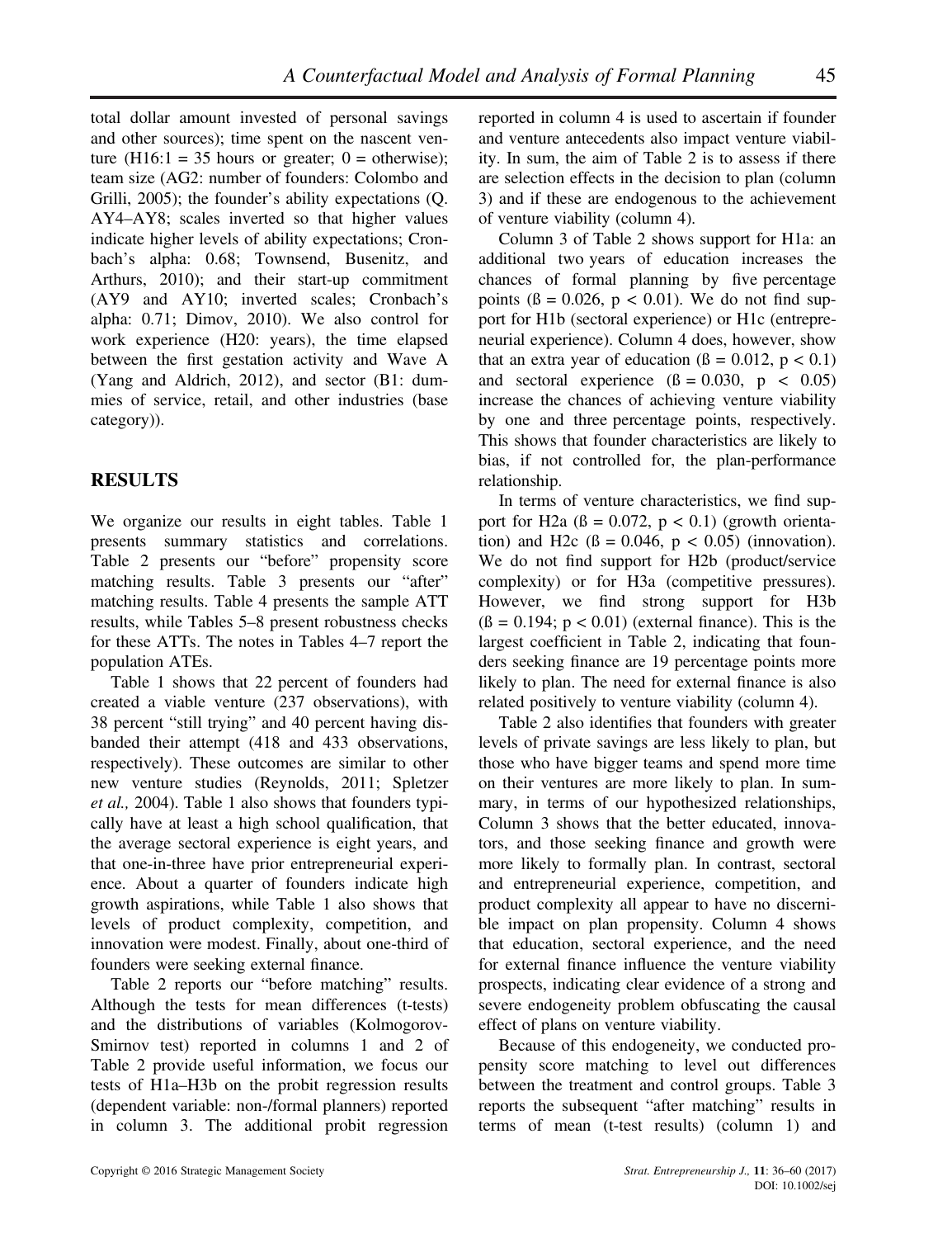total dollar amount invested of personal savings and other sources); time spent on the nascent venture (H16:1 = 35 hours or greater; 0 = otherwise); team size (AG2: number of founders: Colombo and Grilli, 2005); the founder's ability expectations (Q. AY4–AY8; scales inverted so that higher values indicate higher levels of ability expectations; Cronbach's alpha: 0.68; Townsend, Busenitz, and Arthurs, 2010); and their start-up commitment (AY9 and AY10; inverted scales; Cronbach's alpha: 0.71; Dimov, 2010). We also control for work experience (H20: years), the time elapsed between the first gestation activity and Wave A (Yang and Aldrich, 2012), and sector (B1: dummies of service, retail, and other industries (base category)).

## RESULTS

We organize our results in eight tables. Table 1 presents summary statistics and correlations. Table 2 presents our "before" propensity score matching results. Table 3 presents our "after" matching results. Table 4 presents the sample ATT results, while Tables 5–8 present robustness checks for these ATTs. The notes in Tables 4–7 report the population ATEs.

Table 1 shows that 22 percent of founders had created a viable venture (237 observations), with 38 percent "still trying" and 40 percent having disbanded their attempt (418 and 433 observations, respectively). These outcomes are similar to other new venture studies (Reynolds, 2011; Spletzer *et al.,* 2004). Table 1 also shows that founders typically have at least a high school qualification, that the average sectoral experience is eight years, and that one-in-three have prior entrepreneurial experience. About a quarter of founders indicate high growth aspirations, while Table 1 also shows that levels of product complexity, competition, and innovation were modest. Finally, about one-third of founders were seeking external finance.

Table 2 reports our "before matching" results. Although the tests for mean differences (t-tests) and the distributions of variables (Kolmogorov-Smirnov test) reported in columns 1 and 2 of Table 2 provide useful information, we focus our tests of H1a–H3b on the probit regression results (dependent variable: non-/formal planners) reported in column 3. The additional probit regression reported in column 4 is used to ascertain if founder and venture antecedents also impact venture viability. In sum, the aim of Table 2 is to assess if there are selection effects in the decision to plan (column 3) and if these are endogenous to the achievement of venture viability (column 4).

Column 3 of Table 2 shows support for H1a: an additional two years of education increases the chances of formal planning by five percentage points ($ß = 0.026$, $p < 0.01$). We do not find support for H1b (sectoral experience) or H1c (entrepreneurial experience). Column 4 does, however, show that an extra year of education ($ß = 0.012$, $p < 0.1$) and sectoral experience ($ß = 0.030$, $p < 0.05$) increase the chances of achieving venture viability by one and three percentage points, respectively. This shows that founder characteristics are likely to bias, if not controlled for, the plan-performance relationship.

In terms of venture characteristics, we find support for H2a ($ß = 0.072$, $p < 0.1$) (growth orientation) and H2c ($ß = 0.046$, $p < 0.05$) (innovation). We do not find support for H2b (product/service complexity) or for H3a (competitive pressures). However, we find strong support for H3b ($ß = 0.194$; $p < 0.01$) (external finance). This is the largest coefficient in Table 2, indicating that founders seeking finance are 19 percentage points more likely to plan. The need for external finance is also related positively to venture viability (column 4).

Table 2 also identifies that founders with greater levels of private savings are less likely to plan, but those who have bigger teams and spend more time on their ventures are more likely to plan. In summary, in terms of our hypothesized relationships, Column 3 shows that the better educated, innovators, and those seeking finance and growth were more likely to formally plan. In contrast, sectoral and entrepreneurial experience, competition, and product complexity all appear to have no discernible impact on plan propensity. Column 4 shows that education, sectoral experience, and the need for external finance influence the venture viability prospects, indicating clear evidence of a strong and severe endogeneity problem obfuscating the causal effect of plans on venture viability.

Because of this endogeneity, we conducted propensity score matching to level out differences between the treatment and control groups. Table 3 reports the subsequent "after matching" results in terms of mean (t-test results) (column 1) and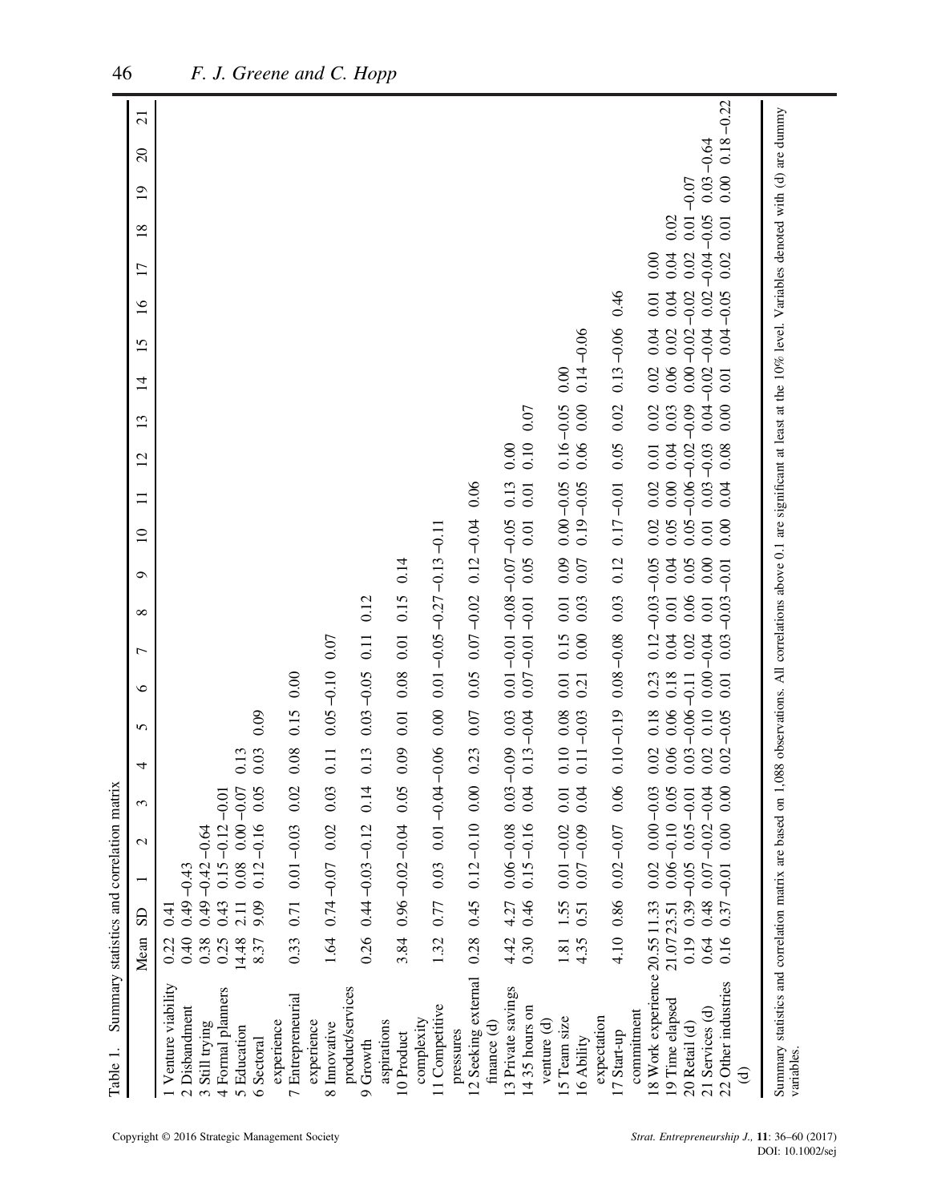Table 1. Summary statistics and correlation matrix

| | Mean | SD | 1 | 2 | 3 | 4 | 5 | 6 | 7 | 8 | 9 | 10 | 11 | 12 | 13 | 14 | 15 | 16 | 17 | 18 | 19 | 20 | 21 |
|---|---|---|---|---|---|---|---|---|---|---|---|---|---|---|---|---|---|---|---|---|---|---|---|
| 1 Venture viability | 0.22 | 0.41 | | | | | | | | | | | | | | | | | | | | | |
| 2 Disbandment | 0.40 | 0.49 | −0.43 | | | | | | | | | | | | | | | | | | | | |
| 3 Still trying | 0.38 | 0.49 | −0.42 | −0.64 | | | | | | | | | | | | | | | | | | | |
| 4 Formal planners | 0.25 | 0.43 | 0.15 | −0.12 | −0.01 | | | | | | | | | | | | | | | | | | |
| 5 Education | 14.48 | 2.11 | 0.08 | 0.00 | −0.07 | 0.13 | | | | | | | | | | | | | | | | | |
| 6 Sectoral experience | 8.37 | 9.09 | 0.12 | −0.16 | 0.05 | 0.03 | 0.09 | | | | | | | | | | | | | | | | |
| 7 Entrepreneurial experience | 0.33 | 0.71 | 0.01 | −0.03 | 0.02 | 0.08 | 0.15 | 0.00 | | | | | | | | | | | | | | | |
| 8 Innovative product/services | 1.64 | 0.74 | −0.07 | 0.02 | 0.03 | 0.11 | 0.05 | −0.10 | 0.07 | | | | | | | | | | | | | | |
| 9 Growth aspirations | 0.26 | 0.44 | −0.03 | −0.12 | 0.14 | 0.13 | 0.03 | −0.05 | 0.11 | 0.12 | | | | | | | | | | | | | |
| 10 Product complexity | 3.84 | 0.96 | −0.02 | −0.04 | 0.05 | 0.09 | 0.01 | 0.08 | 0.01 | 0.15 | 0.14 | | | | | | | | | | | | |
| 11 Competitive pressures | 1.32 | 0.77 | 0.03 | 0.01 | −0.04 | −0.06 | 0.00 | 0.01 | −0.05 | −0.27 | −0.13 | −0.11 | | | | | | | | | | | |
| 12 Seeking external finance (d) | 0.28 | 0.45 | 0.12 | −0.10 | 0.00 | 0.23 | 0.07 | 0.05 | 0.07 | −0.02 | 0.12 | −0.04 | 0.06 | | | | | | | | | | |
| 13 Private savings | 4.42 | 4.27 | 0.06 | −0.08 | 0.03 | −0.09 | 0.03 | 0.01 | −0.01 | −0.08 | −0.07 | −0.05 | 0.13 | 0.00 | | | | | | | | | |
| 14 35 hours on venture (d) | 0.30 | 0.46 | 0.15 | −0.16 | 0.04 | 0.13 | −0.04 | 0.07 | −0.01 | −0.01 | 0.05 | 0.01 | 0.01 | 0.10 | 0.07 | | | | | | | | |
| 15 Team size | 1.81 | 1.55 | 0.01 | −0.02 | 0.01 | 0.10 | 0.08 | 0.01 | 0.15 | 0.01 | 0.09 | 0.00 | −0.05 | 0.16 | −0.05 | 0.00 | | | | | | | |
| 16 Ability expectation | 4.35 | 0.51 | 0.07 | −0.09 | 0.04 | 0.11 | −0.03 | 0.21 | 0.00 | 0.03 | 0.07 | 0.19 | −0.05 | 0.06 | 0.00 | 0.14 | −0.06 | | | | | | |
| 17 Start-up commitment | 4.10 | 0.86 | 0.02 | −0.07 | 0.06 | 0.10 | −0.19 | 0.08 | −0.08 | 0.03 | 0.12 | 0.17 | −0.01 | 0.05 | 0.02 | 0.13 | −0.06 | 0.46 | | | | | |
| 18 Work experience | 20.55 | 11.33 | 0.02 | 0.00 | −0.03 | 0.02 | 0.18 | 0.23 | 0.12 | −0.03 | −0.05 | 0.02 | 0.02 | 0.01 | 0.02 | 0.02 | 0.04 | 0.01 | 0.00 | | | | |
| 19 Time elapsed | 21.07 | 23.51 | 0.06 | −0.10 | 0.05 | 0.06 | 0.06 | 0.18 | 0.04 | 0.01 | 0.04 | 0.05 | 0.00 | 0.04 | 0.03 | 0.06 | 0.02 | 0.04 | 0.04 | 0.02 | | | |
| 20 Retail (d) | 0.19 | 0.39 | −0.05 | 0.05 | −0.01 | 0.03 | −0.06 | −0.11 | 0.02 | 0.06 | 0.05 | 0.05 | −0.06 | −0.02 | −0.09 | 0.00 | −0.02 | −0.02 | 0.02 | 0.01 | −0.07 | | |
| 21 Services (d) | 0.64 | 0.48 | 0.07 | −0.02 | −0.04 | 0.02 | 0.10 | 0.00 | −0.04 | 0.01 | 0.00 | 0.01 | 0.03 | −0.03 | 0.04 | −0.02 | −0.04 | 0.02 | −0.04 | −0.05 | 0.03 | −0.64 | |
| 22 Other industries (d) | 0.16 | 0.37 | −0.01 | 0.00 | 0.00 | 0.02 | −0.05 | 0.01 | 0.03 | −0.03 | −0.01 | 0.00 | 0.04 | 0.08 | 0.00 | 0.01 | 0.04 | −0.05 | 0.02 | 0.01 | 0.00 | 0.18 | −0.22 |

Summary statistics and correlation matrix are based on 1,088 observations. All correlations above 0.1 are significant at least at the 10% level. Variables denoted with (d) are dummy variables.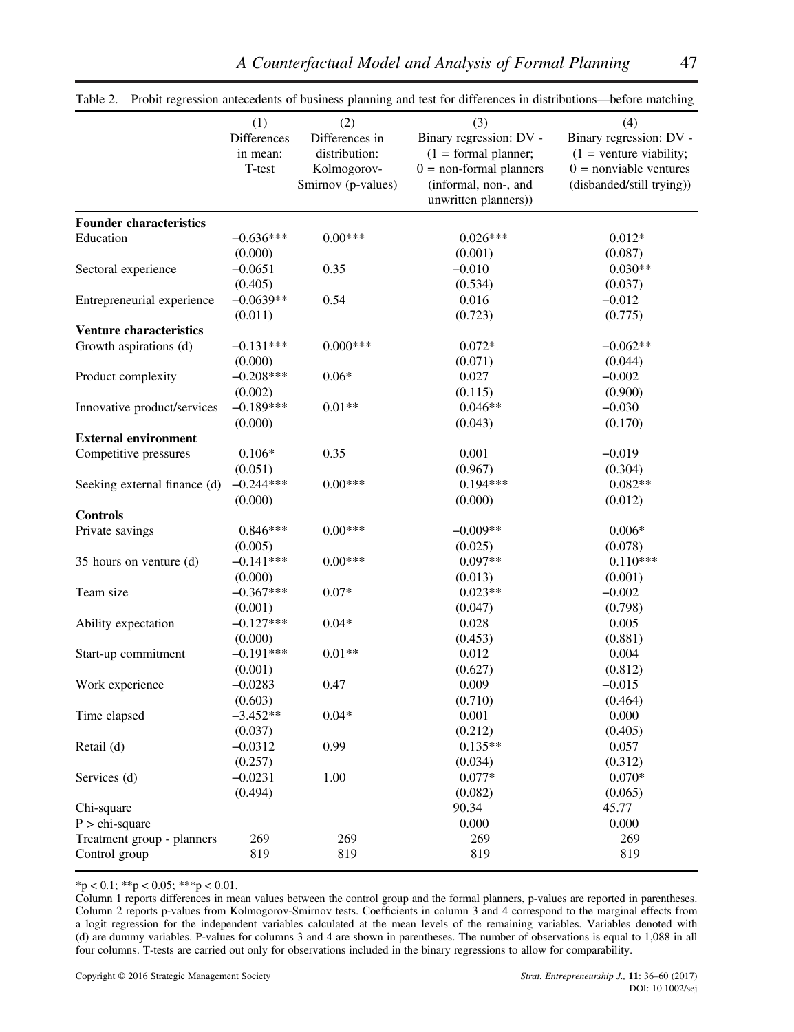Table 2. Probit regression antecedents of business planning and test for differences in distributions—before matching

| | (1) Differences in mean: T-test | (2) Differences in distribution: Kolmogorov-Smirnov (p-values) | (3) Binary regression: DV - (1 = formal planner; 0 = non-formal planners (informal, non-, and unwritten planners)) | (4) Binary regression: DV - (1 = venture viability; 0 = nonviable ventures (disbanded/still trying)) |
|---|---|---|---|---|
| **Founder characteristics** | | | | |
| Education | −0.636*** | 0.00*** | 0.026*** | 0.012* |
| | (0.000) | | (0.001) | (0.087) |
| Sectoral experience | −0.0651 | 0.35 | −0.010 | 0.030** |
| | (0.405) | | (0.534) | (0.037) |
| Entrepreneurial experience | −0.0639** | 0.54 | 0.016 | −0.012 |
| | (0.011) | | (0.723) | (0.775) |
| **Venture characteristics** | | | | |
| Growth aspirations (d) | −0.131*** | 0.000*** | 0.072* | −0.062** |
| | (0.000) | | (0.071) | (0.044) |
| Product complexity | −0.208*** | 0.06* | 0.027 | −0.002 |
| | (0.002) | | (0.115) | (0.900) |
| Innovative product/services | −0.189*** | 0.01** | 0.046** | −0.030 |
| | (0.000) | | (0.043) | (0.170) |
| **External environment** | | | | |
| Competitive pressures | 0.106* | 0.35 | 0.001 | −0.019 |
| | (0.051) | | (0.967) | (0.304) |
| Seeking external finance (d) | −0.244*** | 0.00*** | 0.194*** | 0.082** |
| | (0.000) | | (0.000) | (0.012) |
| **Controls** | | | | |
| Private savings | 0.846*** | 0.00*** | −0.009** | 0.006* |
| | (0.005) | | (0.025) | (0.078) |
| 35 hours on venture (d) | −0.141*** | 0.00*** | 0.097** | 0.110*** |
| | (0.000) | | (0.013) | (0.001) |
| Team size | −0.367*** | 0.07* | 0.023** | −0.002 |
| | (0.001) | | (0.047) | (0.798) |
| Ability expectation | −0.127*** | 0.04* | 0.028 | 0.005 |
| | (0.000) | | (0.453) | (0.881) |
| Start-up commitment | −0.191*** | 0.01** | 0.012 | 0.004 |
| | (0.001) | | (0.627) | (0.812) |
| Work experience | −0.0283 | 0.47 | 0.009 | −0.015 |
| | (0.603) | | (0.710) | (0.464) |
| Time elapsed | −3.452** | 0.04* | 0.001 | 0.000 |
| | (0.037) | | (0.212) | (0.405) |
| Retail (d) | −0.0312 | 0.99 | 0.135** | 0.057 |
| | (0.257) | | (0.034) | (0.312) |
| Services (d) | −0.0231 | 1.00 | 0.077* | 0.070* |
| | (0.494) | | (0.082) | (0.065) |
| Chi-square | | | 90.34 | 45.77 |
| P > chi-square | | | 0.000 | 0.000 |
| Treatment group - planners | 269 | 269 | 269 | 269 |
| Control group | 819 | 819 | 819 | 819 |

*p < 0.1; **p < 0.05; ***p < 0.01.

Column 1 reports differences in mean values between the control group and the formal planners, p-values are reported in parentheses. Column 2 reports p-values from Kolmogorov-Smirnov tests. Coefficients in column 3 and 4 correspond to the marginal effects from a logit regression for the independent variables calculated at the mean levels of the remaining variables. Variables denoted with (d) are dummy variables. P-values for columns 3 and 4 are shown in parentheses. The number of observations is equal to 1,088 in all four columns. T-tests are carried out only for observations included in the binary regressions to allow for comparability.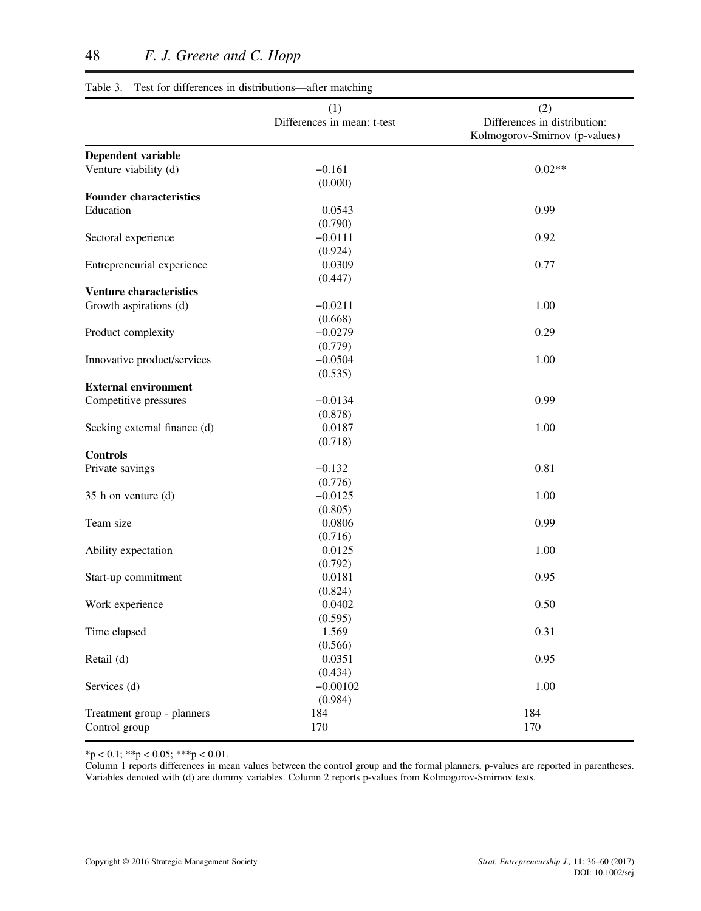Table 3. Test for differences in distributions—after matching

| | (1) Differences in mean: t-test | (2) Differences in distribution: Kolmogorov-Smirnov (p-values) |
|---|---|---|
| **Dependent variable** | | |
| Venture viability (d) | −0.161 | 0.02** |
| | (0.000) | |
| **Founder characteristics** | | |
| Education | 0.0543 | 0.99 |
| | (0.790) | |
| Sectoral experience | −0.0111 | 0.92 |
| | (0.924) | |
| Entrepreneurial experience | 0.0309 | 0.77 |
| | (0.447) | |
| **Venture characteristics** | | |
| Growth aspirations (d) | −0.0211 | 1.00 |
| | (0.668) | |
| Product complexity | −0.0279 | 0.29 |
| | (0.779) | |
| Innovative product/services | −0.0504 | 1.00 |
| | (0.535) | |
| **External environment** | | |
| Competitive pressures | −0.0134 | 0.99 |
| | (0.878) | |
| Seeking external finance (d) | 0.0187 | 1.00 |
| | (0.718) | |
| **Controls** | | |
| Private savings | −0.132 | 0.81 |
| | (0.776) | |
| 35 h on venture (d) | −0.0125 | 1.00 |
| | (0.805) | |
| Team size | 0.0806 | 0.99 |
| | (0.716) | |
| Ability expectation | 0.0125 | 1.00 |
| | (0.792) | |
| Start-up commitment | 0.0181 | 0.95 |
| | (0.824) | |
| Work experience | 0.0402 | 0.50 |
| | (0.595) | |
| Time elapsed | 1.569 | 0.31 |
| | (0.566) | |
| Retail (d) | 0.0351 | 0.95 |
| | (0.434) | |
| Services (d) | −0.00102 | 1.00 |
| | (0.984) | |
| Treatment group - planners | 184 | 184 |
| Control group | 170 | 170 |

*p < 0.1; **p < 0.05; ***p < 0.01.

Column 1 reports differences in mean values between the control group and the formal planners, p-values are reported in parentheses. Variables denoted with (d) are dummy variables. Column 2 reports p-values from Kolmogorov-Smirnov tests.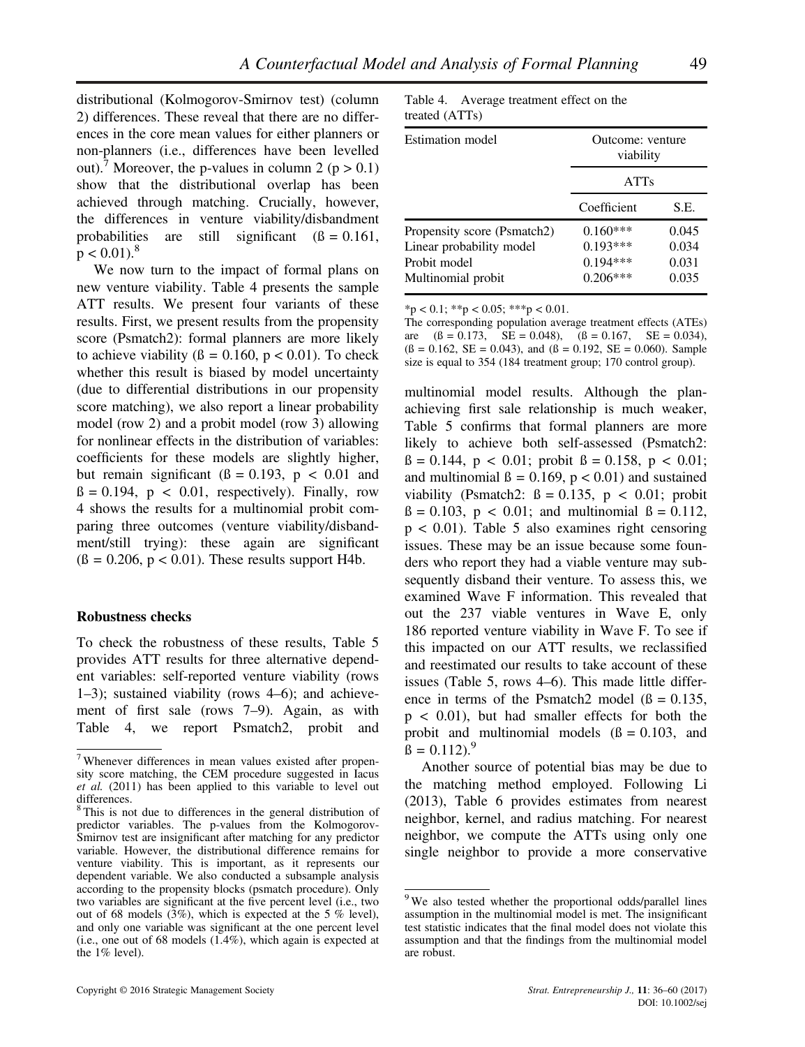distributional (Kolmogorov-Smirnov test) (column 2) differences. These reveal that there are no differences in the core mean values for either planners or non-planners (i.e., differences have been levelled out).[7] Moreover, the p-values in column 2 ($p > 0.1$) show that the distributional overlap has been achieved through matching. Crucially, however, the differences in venture viability/disbandment probabilities are still significant ($ß = 0.161$, $p < 0.01$).[8]

We now turn to the impact of formal plans on new venture viability. Table 4 presents the sample ATT results. We present four variants of these results. First, we present results from the propensity score (Psmatch2): formal planners are more likely to achieve viability ($ß = 0.160$, $p < 0.01$). To check whether this result is biased by model uncertainty (due to differential distributions in our propensity score matching), we also report a linear probability model (row 2) and a probit model (row 3) allowing for nonlinear effects in the distribution of variables: coefficients for these models are slightly higher, but remain significant ($ß = 0.193$, $p < 0.01$ and $ß = 0.194$, $p < 0.01$, respectively). Finally, row 4 shows the results for a multinomial probit comparing three outcomes (venture viability/disbandment/still trying): these again are significant ($ß = 0.206$, $p < 0.01$). These results support H4b.

Table 4. Average treatment effect on the treated (ATTs)

| Estimation model | Outcome: venture viability | |
|---|---|---|
| | ATTs | |
| | Coefficient | S.E. |
| Propensity score (Psmatch2) | 0.160*** | 0.045 |
| Linear probability model | 0.193*** | 0.034 |
| Probit model | 0.194*** | 0.031 |
| Multinomial probit | 0.206*** | 0.035 |

*p < 0.1; **p < 0.05; ***p < 0.01.

The corresponding population average treatment effects (ATEs) are ($ß = 0.173$, $SE = 0.048$), ($ß = 0.167$, $SE = 0.034$), ($ß = 0.162$, $SE = 0.043$), and ($ß = 0.192$, $SE = 0.060$). Sample size is equal to 354 (184 treatment group; 170 control group).

### Robustness checks

To check the robustness of these results, Table 5 provides ATT results for three alternative dependent variables: self-reported venture viability (rows 1–3); sustained viability (rows 4–6); and achievement of first sale (rows 7–9). Again, as with Table 4, we report Psmatch2, probit and multinomial model results. Although the plan-achieving first sale relationship is much weaker, Table 5 confirms that formal planners are more likely to achieve both self-assessed (Psmatch2: $ß = 0.144$, $p < 0.01$; probit $ß = 0.158$, $p < 0.01$; and multinomial $ß = 0.169$, $p < 0.01$) and sustained viability (Psmatch2: $ß = 0.135$, $p < 0.01$; probit $ß = 0.103$, $p < 0.01$; and multinomial $ß = 0.112$, $p < 0.01$). Table 5 also examines right censoring issues. These may be an issue because some founders who report they had a viable venture may subsequently disband their venture. To assess this, we examined Wave F information. This revealed that out the 237 viable ventures in Wave E, only 186 reported venture viability in Wave F. To see if this impacted on our ATT results, we reclassified and reestimated our results to take account of these issues (Table 5, rows 4–6). This made little difference in terms of the Psmatch2 model ($ß = 0.135$, $p < 0.01$), but had smaller effects for both the probit and multinomial models ($ß = 0.103$, and $ß = 0.112$).[9]

Another source of potential bias may be due to the matching method employed. Following Li (2013), Table 6 provides estimates from nearest neighbor, kernel, and radius matching. For nearest neighbor, we compute the ATTs using only one single neighbor to provide a more conservative

[7] Whenever differences in mean values existed after propensity score matching, the CEM procedure suggested in Iacus *et al.* (2011) has been applied to this variable to level out differences.

[8] This is not due to differences in the general distribution of predictor variables. The p-values from the Kolmogorov-Smirnov test are insignificant after matching for any predictor variable. However, the distributional difference remains for venture viability. This is important, as it represents our dependent variable. We also conducted a subsample analysis according to the propensity blocks (psmatch procedure). Only two variables are significant at the five percent level (i.e., two out of 68 models (3%), which is expected at the 5 % level), and only one variable was significant at the one percent level (i.e., one out of 68 models (1.4%), which again is expected at the 1% level).

[9] We also tested whether the proportional odds/parallel lines assumption in the multinomial model is met. The insignificant test statistic indicates that the final model does not violate this assumption and that the findings from the multinomial model are robust.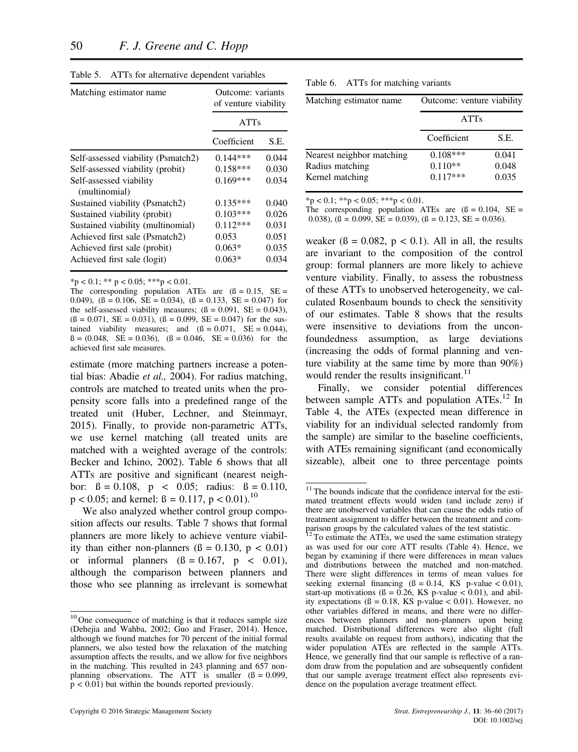Table 5. ATTs for alternative dependent variables

| Matching estimator name | Outcome: variants of venture viability | |
|---|---|---|
| | ATTs | |
| | Coefficient | S.E. |
| Self-assessed viability (Psmatch2) | 0.144*** | 0.044 |
| Self-assessed viability (probit) | 0.158*** | 0.030 |
| Self-assessed viability (multinomial) | 0.169*** | 0.034 |
| Sustained viability (Psmatch2) | 0.135*** | 0.040 |
| Sustained viability (probit) | 0.103*** | 0.026 |
| Sustained viability (multinomial) | 0.112*** | 0.031 |
| Achieved first sale (Psmatch2) | 0.053 | 0.051 |
| Achieved first sale (probit) | 0.063* | 0.035 |
| Achieved first sale (logit) | 0.063* | 0.034 |

*$p < 0.1$; ** $p < 0.05$; ***$p < 0.01$.
The corresponding population ATEs are (ß = 0.15, SE = 0.049), (ß = 0.106, SE = 0.034), (ß = 0.133, SE = 0.047) for the self-assessed viability measures; (ß = 0.091, SE = 0.043), (ß = 0.071, SE = 0.031), (ß = 0.099, SE = 0.047) for the sustained viability measures; and (ß = 0.071, SE = 0.044), ß = (0.048, SE = 0.036), (ß = 0.046, SE = 0.036) for the achieved first sale measures.

estimate (more matching partners increase a potential bias: Abadie *et al.,* 2004). For radius matching, controls are matched to treated units when the propensity score falls into a predefined range of the treated unit (Huber, Lechner, and Steinmayr, 2015). Finally, to provide non-parametric ATTs, we use kernel matching (all treated units are matched with a weighted average of the controls: Becker and Ichino, 2002). Table 6 shows that all ATTs are positive and significant (nearest neighbor: ß = 0.108, $p < 0.05$; radius: ß = 0.110, $p < 0.05$; and kernel: ß = 0.117, $p < 0.01$).[10]

We also analyzed whether control group composition affects our results. Table 7 shows that formal planners are more likely to achieve venture viability than either non-planners (ß = 0.130, $p < 0.01$) or informal planners (ß = 0.167, $p < 0.01$), although the comparison between planners and those who see planning as irrelevant is somewhat

Table 6. ATTs for matching variants

| Matching estimator name | Outcome: venture viability | |
|---|---|---|
| | ATTs | |
| | Coefficient | S.E. |
| Nearest neighbor matching | 0.108*** | 0.041 |
| Radius matching | 0.110** | 0.048 |
| Kernel matching | 0.117*** | 0.035 |

*$p < 0.1$; **$p < 0.05$; ***$p < 0.01$.
The corresponding population ATEs are (ß = 0.104, SE = 0.038), (ß = 0.099, SE = 0.039), (ß = 0.123, SE = 0.036).

weaker (ß = 0.082, $p < 0.1$). All in all, the results are invariant to the composition of the control group: formal planners are more likely to achieve venture viability. Finally, to assess the robustness of these ATTs to unobserved heterogeneity, we calculated Rosenbaum bounds to check the sensitivity of our estimates. Table 8 shows that the results were insensitive to deviations from the unconfoundedness assumption, as large deviations (increasing the odds of formal planning and venture viability at the same time by more than 90%) would render the results insignificant.[11]

Finally, we consider potential differences between sample ATTs and population ATEs.[12] In Table 4, the ATEs (expected mean difference in viability for an individual selected randomly from the sample) are similar to the baseline coefficients, with ATEs remaining significant (and economically sizeable), albeit one to three percentage points

[10] One consequence of matching is that it reduces sample size (Dehejia and Wahba, 2002; Guo and Fraser, 2014). Hence, although we found matches for 70 percent of the initial formal planners, we also tested how the relaxation of the matching assumption affects the results, and we allow for five neighbors in the matching. This resulted in 243 planning and 657 non-planning observations. The ATT is smaller (ß = 0.099, $p < 0.01$) but within the bounds reported previously.

[11] The bounds indicate that the confidence interval for the estimated treatment effects would widen (and include zero) if there are unobserved variables that can cause the odds ratio of treatment assignment to differ between the treatment and comparison groups by the calculated values of the test statistic.

[12] To estimate the ATEs, we used the same estimation strategy as was used for our core ATT results (Table 4). Hence, we began by examining if there were differences in mean values and distributions between the matched and non-matched. There were slight differences in terms of mean values for seeking external financing (ß = 0.14, KS p-value < 0.01), start-up motivations (ß = 0.26, KS p-value < 0.01), and ability expectations (ß = 0.18, KS p-value < 0.01). However, no other variables differed in means, and there were no differences between planners and non-planners upon being matched. Distributional differences were also slight (full results available on request from authors), indicating that the wider population ATEs are reflected in the sample ATTs. Hence, we generally find that our sample is reflective of a random draw from the population and are subsequently confident that our sample average treatment effect also represents evidence on the population average treatment effect.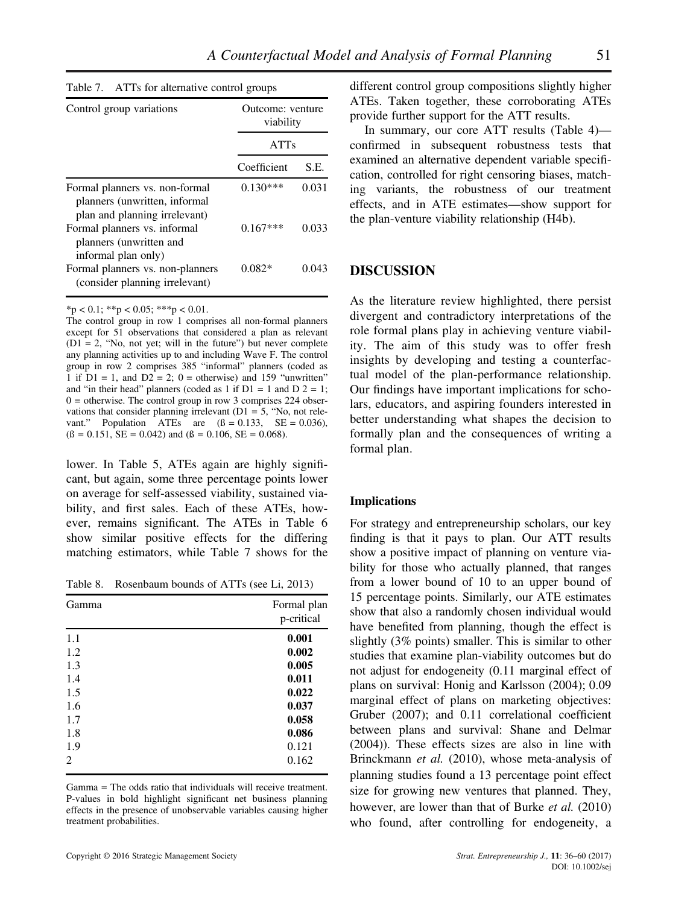Table 7. ATTs for alternative control groups

| Control group variations | Outcome: venture viability | |
|---|---|---|
| | ATTs | |
| | Coefficient | S.E. |
| Formal planners vs. non-formal planners (unwritten, informal plan and planning irrelevant) | 0.130*** | 0.031 |
| Formal planners vs. informal planners (unwritten and informal plan only) | 0.167*** | 0.033 |
| Formal planners vs. non-planners (consider planning irrelevant) | 0.082* | 0.043 |

*$p < 0.1$; **$p < 0.05$; ***$p < 0.01$.

The control group in row 1 comprises all non-formal planners except for 51 observations that considered a plan as relevant (D1 = 2, "No, not yet; will in the future") but never complete any planning activities up to and including Wave F. The control group in row 2 comprises 385 "informal" planners (coded as 1 if D1 = 1, and D2 = 2; 0 = otherwise) and 159 "unwritten" and "in their head" planners (coded as 1 if D1 = 1 and D 2 = 1; 0 = otherwise. The control group in row 3 comprises 224 observations that consider planning irrelevant (D1 = 5, "No, not relevant." Population ATEs are (ß = 0.133, SE = 0.036), (ß = 0.151, SE = 0.042) and (ß = 0.106, SE = 0.068).

lower. In Table 5, ATEs again are highly significant, but again, some three percentage points lower on average for self-assessed viability, sustained viability, and first sales. Each of these ATEs, however, remains significant. The ATEs in Table 6 show similar positive effects for the differing matching estimators, while Table 7 shows for the different control group compositions slightly higher ATEs. Taken together, these corroborating ATEs provide further support for the ATT results.

In summary, our core ATT results (Table 4)—confirmed in subsequent robustness tests that examined an alternative dependent variable specification, controlled for right censoring biases, matching variants, the robustness of our treatment effects, and in ATE estimates—show support for the plan-venture viability relationship (H4b).

Table 8. Rosenbaum bounds of ATTs (see Li, 2013)

| Gamma | Formal plan p-critical |
|---|---|
| 1.1 | **0.001** |
| 1.2 | **0.002** |
| 1.3 | **0.005** |
| 1.4 | **0.011** |
| 1.5 | **0.022** |
| 1.6 | **0.037** |
| 1.7 | **0.058** |
| 1.8 | **0.086** |
| 1.9 | 0.121 |
| 2 | 0.162 |

Gamma = The odds ratio that individuals will receive treatment. P-values in bold highlight significant net business planning effects in the presence of unobservable variables causing higher treatment probabilities.

## DISCUSSION

As the literature review highlighted, there persist divergent and contradictory interpretations of the role formal plans play in achieving venture viability. The aim of this study was to offer fresh insights by developing and testing a counterfactual model of the plan-performance relationship. Our findings have important implications for scholars, educators, and aspiring founders interested in better understanding what shapes the decision to formally plan and the consequences of writing a formal plan.

### Implications

For strategy and entrepreneurship scholars, our key finding is that it pays to plan. Our ATT results show a positive impact of planning on venture viability for those who actually planned, that ranges from a lower bound of 10 to an upper bound of 15 percentage points. Similarly, our ATE estimates show that also a randomly chosen individual would have benefited from planning, though the effect is slightly (3% points) smaller. This is similar to other studies that examine plan-viability outcomes but do not adjust for endogeneity (0.11 marginal effect of plans on survival: Honig and Karlsson (2004); 0.09 marginal effect of plans on marketing objectives: Gruber (2007); and 0.11 correlational coefficient between plans and survival: Shane and Delmar (2004)). These effects sizes are also in line with Brinckmann *et al.* (2010), whose meta-analysis of planning studies found a 13 percentage point effect size for growing new ventures that planned. They, however, are lower than that of Burke *et al.* (2010) who found, after controlling for endogeneity, a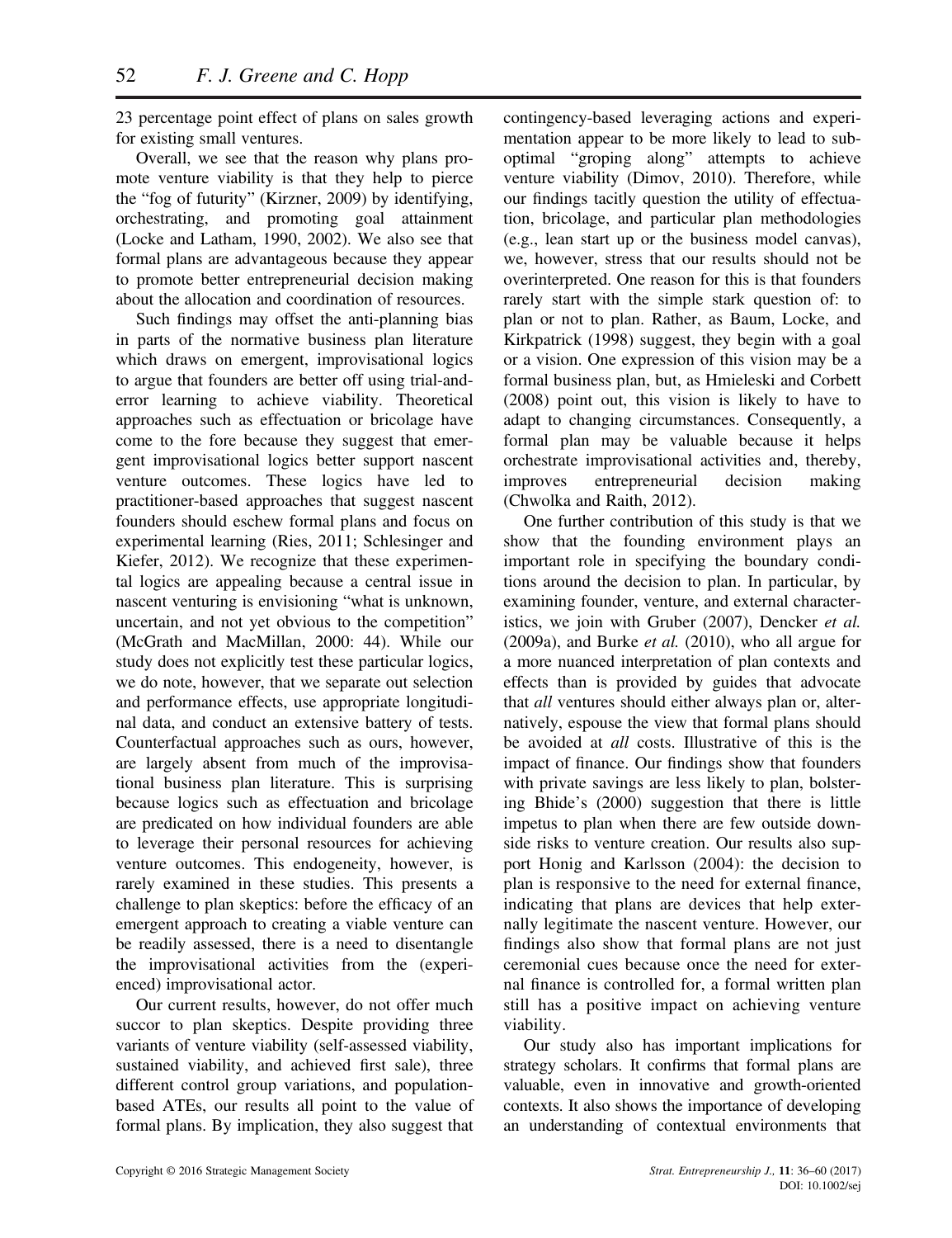23 percentage point effect of plans on sales growth for existing small ventures.

Overall, we see that the reason why plans promote venture viability is that they help to pierce the "fog of futurity" (Kirzner, 2009) by identifying, orchestrating, and promoting goal attainment (Locke and Latham, 1990, 2002). We also see that formal plans are advantageous because they appear to promote better entrepreneurial decision making about the allocation and coordination of resources.

Such findings may offset the anti-planning bias in parts of the normative business plan literature which draws on emergent, improvisational logics to argue that founders are better off using trial-and-error learning to achieve viability. Theoretical approaches such as effectuation or bricolage have come to the fore because they suggest that emergent improvisational logics better support nascent venture outcomes. These logics have led to practitioner-based approaches that suggest nascent founders should eschew formal plans and focus on experimental learning (Ries, 2011; Schlesinger and Kiefer, 2012). We recognize that these experimental logics are appealing because a central issue in nascent venturing is envisioning "what is unknown, uncertain, and not yet obvious to the competition" (McGrath and MacMillan, 2000: 44). While our study does not explicitly test these particular logics, we do note, however, that we separate out selection and performance effects, use appropriate longitudinal data, and conduct an extensive battery of tests. Counterfactual approaches such as ours, however, are largely absent from much of the improvisational business plan literature. This is surprising because logics such as effectuation and bricolage are predicated on how individual founders are able to leverage their personal resources for achieving venture outcomes. This endogeneity, however, is rarely examined in these studies. This presents a challenge to plan skeptics: before the efficacy of an emergent approach to creating a viable venture can be readily assessed, there is a need to disentangle the improvisational activities from the (experienced) improvisational actor.

Our current results, however, do not offer much succor to plan skeptics. Despite providing three variants of venture viability (self-assessed viability, sustained viability, and achieved first sale), three different control group variations, and population-based ATEs, our results all point to the value of formal plans. By implication, they also suggest that contingency-based leveraging actions and experimentation appear to be more likely to lead to suboptimal "groping along" attempts to achieve venture viability (Dimov, 2010). Therefore, while our findings tacitly question the utility of effectuation, bricolage, and particular plan methodologies (e.g., lean start up or the business model canvas), we, however, stress that our results should not be overinterpreted. One reason for this is that founders rarely start with the simple stark question of: to plan or not to plan. Rather, as Baum, Locke, and Kirkpatrick (1998) suggest, they begin with a goal or a vision. One expression of this vision may be a formal business plan, but, as Hmieleski and Corbett (2008) point out, this vision is likely to have to adapt to changing circumstances. Consequently, a formal plan may be valuable because it helps orchestrate improvisational activities and, thereby, improves entrepreneurial decision making (Chwolka and Raith, 2012).

One further contribution of this study is that we show that the founding environment plays an important role in specifying the boundary conditions around the decision to plan. In particular, by examining founder, venture, and external characteristics, we join with Gruber (2007), Dencker *et al.* (2009a), and Burke *et al.* (2010), who all argue for a more nuanced interpretation of plan contexts and effects than is provided by guides that advocate that *all* ventures should either always plan or, alternatively, espouse the view that formal plans should be avoided at *all* costs. Illustrative of this is the impact of finance. Our findings show that founders with private savings are less likely to plan, bolstering Bhide's (2000) suggestion that there is little impetus to plan when there are few outside downside risks to venture creation. Our results also support Honig and Karlsson (2004): the decision to plan is responsive to the need for external finance, indicating that plans are devices that help externally legitimate the nascent venture. However, our findings also show that formal plans are not just ceremonial cues because once the need for external finance is controlled for, a formal written plan still has a positive impact on achieving venture viability.

Our study also has important implications for strategy scholars. It confirms that formal plans are valuable, even in innovative and growth-oriented contexts. It also shows the importance of developing an understanding of contextual environments that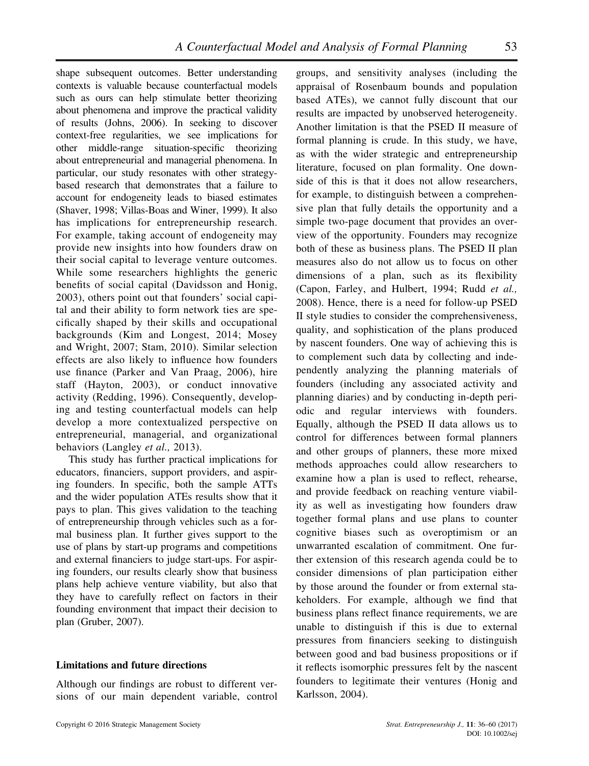shape subsequent outcomes. Better understanding contexts is valuable because counterfactual models such as ours can help stimulate better theorizing about phenomena and improve the practical validity of results (Johns, 2006). In seeking to discover context-free regularities, we see implications for other middle-range situation-specific theorizing about entrepreneurial and managerial phenomena. In particular, our study resonates with other strategy-based research that demonstrates that a failure to account for endogeneity leads to biased estimates (Shaver, 1998; Villas-Boas and Winer, 1999). It also has implications for entrepreneurship research. For example, taking account of endogeneity may provide new insights into how founders draw on their social capital to leverage venture outcomes. While some researchers highlight the generic benefits of social capital (Davidsson and Honig, 2003), others point out that founders' social capital and their ability to form network ties are specifically shaped by their skills and occupational backgrounds (Kim and Longest, 2014; Mosey and Wright, 2007; Stam, 2010). Similar selection effects are also likely to influence how founders use finance (Parker and Van Praag, 2006), hire staff (Hayton, 2003), or conduct innovative activity (Redding, 1996). Consequently, developing and testing counterfactual models can help develop a more contextualized perspective on entrepreneurial, managerial, and organizational behaviors (Langley *et al.,* 2013).

This study has further practical implications for educators, financiers, support providers, and aspiring founders. In specific, both the sample ATTs and the wider population ATEs results show that it pays to plan. This gives validation to the teaching of entrepreneurship through vehicles such as a formal business plan. It further gives support to the use of plans by start-up programs and competitions and external financiers to judge start-ups. For aspiring founders, our results clearly show that business plans help achieve venture viability, but also that they have to carefully reflect on factors in their founding environment that impact their decision to plan (Gruber, 2007).

### Limitations and future directions

Although our findings are robust to different versions of our main dependent variable, control groups, and sensitivity analyses (including the appraisal of Rosenbaum bounds and population based ATEs), we cannot fully discount that our results are impacted by unobserved heterogeneity. Another limitation is that the PSED II measure of formal planning is crude. In this study, we have, as with the wider strategic and entrepreneurship literature, focused on plan formality. One downside of this is that it does not allow researchers, for example, to distinguish between a comprehensive plan that fully details the opportunity and a simple two-page document that provides an overview of the opportunity. Founders may recognize both of these as business plans. The PSED II plan measures also do not allow us to focus on other dimensions of a plan, such as its flexibility (Capon, Farley, and Hulbert, 1994; Rudd *et al.,* 2008). Hence, there is a need for follow-up PSED II style studies to consider the comprehensiveness, quality, and sophistication of the plans produced by nascent founders. One way of achieving this is to complement such data by collecting and independently analyzing the planning materials of founders (including any associated activity and planning diaries) and by conducting in-depth periodic and regular interviews with founders. Equally, although the PSED II data allows us to control for differences between formal planners and other groups of planners, these more mixed methods approaches could allow researchers to examine how a plan is used to reflect, rehearse, and provide feedback on reaching venture viability as well as investigating how founders draw together formal plans and use plans to counter cognitive biases such as overoptimism or an unwarranted escalation of commitment. One further extension of this research agenda could be to consider dimensions of plan participation either by those around the founder or from external stakeholders. For example, although we find that business plans reflect finance requirements, we are unable to distinguish if this is due to external pressures from financiers seeking to distinguish between good and bad business propositions or if it reflects isomorphic pressures felt by the nascent founders to legitimate their ventures (Honig and Karlsson, 2004).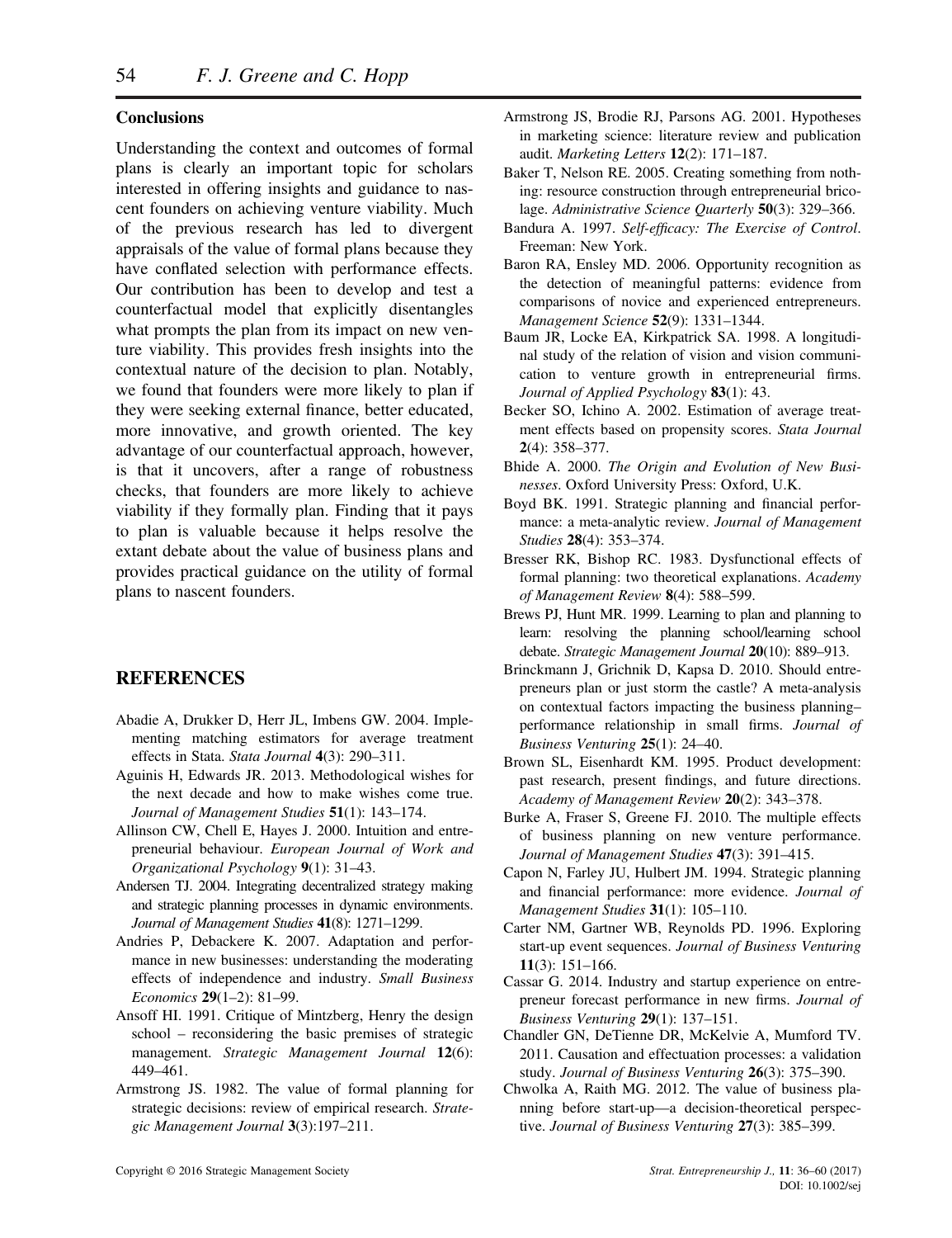## Conclusions

Understanding the context and outcomes of formal plans is clearly an important topic for scholars interested in offering insights and guidance to nascent founders on achieving venture viability. Much of the previous research has led to divergent appraisals of the value of formal plans because they have conflated selection with performance effects. Our contribution has been to develop and test a counterfactual model that explicitly disentangles what prompts the plan from its impact on new venture viability. This provides fresh insights into the contextual nature of the decision to plan. Notably, we found that founders were more likely to plan if they were seeking external finance, better educated, more innovative, and growth oriented. The key advantage of our counterfactual approach, however, is that it uncovers, after a range of robustness checks, that founders are more likely to achieve viability if they formally plan. Finding that it pays to plan is valuable because it helps resolve the extant debate about the value of business plans and provides practical guidance on the utility of formal plans to nascent founders.

## REFERENCES

Abadie A, Drukker D, Herr JL, Imbens GW. 2004. Implementing matching estimators for average treatment effects in Stata. *Stata Journal* **4**(3): 290–311.

Aguinis H, Edwards JR. 2013. Methodological wishes for the next decade and how to make wishes come true. *Journal of Management Studies* **51**(1): 143–174.

Allinson CW, Chell E, Hayes J. 2000. Intuition and entrepreneurial behaviour. *European Journal of Work and Organizational Psychology* **9**(1): 31–43.

Andersen TJ. 2004. Integrating decentralized strategy making and strategic planning processes in dynamic environments. *Journal of Management Studies* **41**(8): 1271–1299.

Andries P, Debackere K. 2007. Adaptation and performance in new businesses: understanding the moderating effects of independence and industry. *Small Business Economics* **29**(1–2): 81–99.

Ansoff HI. 1991. Critique of Mintzberg, Henry the design school – reconsidering the basic premises of strategic management. *Strategic Management Journal* **12**(6): 449–461.

Armstrong JS. 1982. The value of formal planning for strategic decisions: review of empirical research. *Strategic Management Journal* **3**(3):197–211.

Armstrong JS, Brodie RJ, Parsons AG. 2001. Hypotheses in marketing science: literature review and publication audit. *Marketing Letters* **12**(2): 171–187.

Baker T, Nelson RE. 2005. Creating something from nothing: resource construction through entrepreneurial bricolage. *Administrative Science Quarterly* **50**(3): 329–366.

Bandura A. 1997. *Self-efficacy: The Exercise of Control*. Freeman: New York.

Baron RA, Ensley MD. 2006. Opportunity recognition as the detection of meaningful patterns: evidence from comparisons of novice and experienced entrepreneurs. *Management Science* **52**(9): 1331–1344.

Baum JR, Locke EA, Kirkpatrick SA. 1998. A longitudinal study of the relation of vision and vision communication to venture growth in entrepreneurial firms. *Journal of Applied Psychology* **83**(1): 43.

Becker SO, Ichino A. 2002. Estimation of average treatment effects based on propensity scores. *Stata Journal* **2**(4): 358–377.

Bhide A. 2000. *The Origin and Evolution of New Businesses*. Oxford University Press: Oxford, U.K.

Boyd BK. 1991. Strategic planning and financial performance: a meta-analytic review. *Journal of Management Studies* **28**(4): 353–374.

Bresser RK, Bishop RC. 1983. Dysfunctional effects of formal planning: two theoretical explanations. *Academy of Management Review* **8**(4): 588–599.

Brews PJ, Hunt MR. 1999. Learning to plan and planning to learn: resolving the planning school/learning school debate. *Strategic Management Journal* **20**(10): 889–913.

Brinckmann J, Grichnik D, Kapsa D. 2010. Should entrepreneurs plan or just storm the castle? A meta-analysis on contextual factors impacting the business planning–performance relationship in small firms. *Journal of Business Venturing* **25**(1): 24–40.

Brown SL, Eisenhardt KM. 1995. Product development: past research, present findings, and future directions. *Academy of Management Review* **20**(2): 343–378.

Burke A, Fraser S, Greene FJ. 2010. The multiple effects of business planning on new venture performance. *Journal of Management Studies* **47**(3): 391–415.

Capon N, Farley JU, Hulbert JM. 1994. Strategic planning and financial performance: more evidence. *Journal of Management Studies* **31**(1): 105–110.

Carter NM, Gartner WB, Reynolds PD. 1996. Exploring start-up event sequences. *Journal of Business Venturing* **11**(3): 151–166.

Cassar G. 2014. Industry and startup experience on entrepreneur forecast performance in new firms. *Journal of Business Venturing* **29**(1): 137–151.

Chandler GN, DeTienne DR, McKelvie A, Mumford TV. 2011. Causation and effectuation processes: a validation study. *Journal of Business Venturing* **26**(3): 375–390.

Chwolka A, Raith MG. 2012. The value of business planning before start-up—a decision-theoretical perspective. *Journal of Business Venturing* **27**(3): 385–399.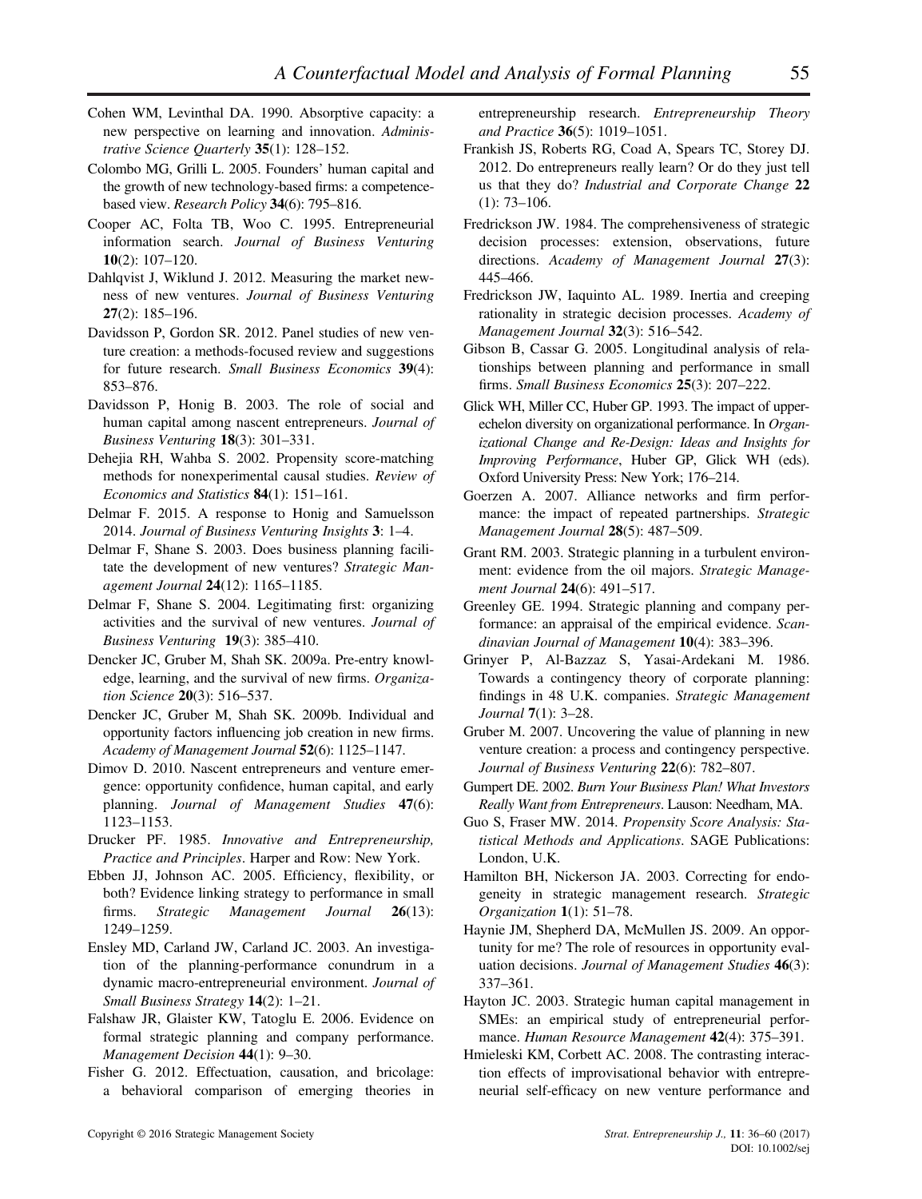Cohen WM, Levinthal DA. 1990. Absorptive capacity: a new perspective on learning and innovation. *Administrative Science Quarterly* **35**(1): 128–152.

Colombo MG, Grilli L. 2005. Founders' human capital and the growth of new technology-based firms: a competence-based view. *Research Policy* **34**(6): 795–816.

Cooper AC, Folta TB, Woo C. 1995. Entrepreneurial information search. *Journal of Business Venturing* **10**(2): 107–120.

Dahlqvist J, Wiklund J. 2012. Measuring the market newness of new ventures. *Journal of Business Venturing* **27**(2): 185–196.

Davidsson P, Gordon SR. 2012. Panel studies of new venture creation: a methods-focused review and suggestions for future research. *Small Business Economics* **39**(4): 853–876.

Davidsson P, Honig B. 2003. The role of social and human capital among nascent entrepreneurs. *Journal of Business Venturing* **18**(3): 301–331.

Dehejia RH, Wahba S. 2002. Propensity score-matching methods for nonexperimental causal studies. *Review of Economics and Statistics* **84**(1): 151–161.

Delmar F. 2015. A response to Honig and Samuelsson 2014. *Journal of Business Venturing Insights* **3**: 1–4.

Delmar F, Shane S. 2003. Does business planning facilitate the development of new ventures? *Strategic Management Journal* **24**(12): 1165–1185.

Delmar F, Shane S. 2004. Legitimating first: organizing activities and the survival of new ventures. *Journal of Business Venturing* **19**(3): 385–410.

Dencker JC, Gruber M, Shah SK. 2009a. Pre-entry knowledge, learning, and the survival of new firms. *Organization Science* **20**(3): 516–537.

Dencker JC, Gruber M, Shah SK. 2009b. Individual and opportunity factors influencing job creation in new firms. *Academy of Management Journal* **52**(6): 1125–1147.

Dimov D. 2010. Nascent entrepreneurs and venture emergence: opportunity confidence, human capital, and early planning. *Journal of Management Studies* **47**(6): 1123–1153.

Drucker PF. 1985. *Innovative and Entrepreneurship, Practice and Principles*. Harper and Row: New York.

Ebben JJ, Johnson AC. 2005. Efficiency, flexibility, or both? Evidence linking strategy to performance in small firms. *Strategic Management Journal* **26**(13): 1249–1259.

Ensley MD, Carland JW, Carland JC. 2003. An investigation of the planning-performance conundrum in a dynamic macro-entrepreneurial environment. *Journal of Small Business Strategy* **14**(2): 1–21.

Falshaw JR, Glaister KW, Tatoglu E. 2006. Evidence on formal strategic planning and company performance. *Management Decision* **44**(1): 9–30.

Fisher G. 2012. Effectuation, causation, and bricolage: a behavioral comparison of emerging theories in entrepreneurship research. *Entrepreneurship Theory and Practice* **36**(5): 1019–1051.

Frankish JS, Roberts RG, Coad A, Spears TC, Storey DJ. 2012. Do entrepreneurs really learn? Or do they just tell us that they do? *Industrial and Corporate Change* **22** (1): 73–106.

Fredrickson JW. 1984. The comprehensiveness of strategic decision processes: extension, observations, future directions. *Academy of Management Journal* **27**(3): 445–466.

Fredrickson JW, Iaquinto AL. 1989. Inertia and creeping rationality in strategic decision processes. *Academy of Management Journal* **32**(3): 516–542.

Gibson B, Cassar G. 2005. Longitudinal analysis of relationships between planning and performance in small firms. *Small Business Economics* **25**(3): 207–222.

Glick WH, Miller CC, Huber GP. 1993. The impact of upper-echelon diversity on organizational performance. In *Organizational Change and Re-Design: Ideas and Insights for Improving Performance*, Huber GP, Glick WH (eds). Oxford University Press: New York; 176–214.

Goerzen A. 2007. Alliance networks and firm performance: the impact of repeated partnerships. *Strategic Management Journal* **28**(5): 487–509.

Grant RM. 2003. Strategic planning in a turbulent environment: evidence from the oil majors. *Strategic Management Journal* **24**(6): 491–517.

Greenley GE. 1994. Strategic planning and company performance: an appraisal of the empirical evidence. *Scandinavian Journal of Management* **10**(4): 383–396.

Grinyer P, Al-Bazzaz S, Yasai-Ardekani M. 1986. Towards a contingency theory of corporate planning: findings in 48 U.K. companies. *Strategic Management Journal* **7**(1): 3–28.

Gruber M. 2007. Uncovering the value of planning in new venture creation: a process and contingency perspective. *Journal of Business Venturing* **22**(6): 782–807.

Gumpert DE. 2002. *Burn Your Business Plan! What Investors Really Want from Entrepreneurs*. Lauson: Needham, MA.

Guo S, Fraser MW. 2014. *Propensity Score Analysis: Statistical Methods and Applications*. SAGE Publications: London, U.K.

Hamilton BH, Nickerson JA. 2003. Correcting for endogeneity in strategic management research. *Strategic Organization* **1**(1): 51–78.

Haynie JM, Shepherd DA, McMullen JS. 2009. An opportunity for me? The role of resources in opportunity evaluation decisions. *Journal of Management Studies* **46**(3): 337–361.

Hayton JC. 2003. Strategic human capital management in SMEs: an empirical study of entrepreneurial performance. *Human Resource Management* **42**(4): 375–391.

Hmieleski KM, Corbett AC. 2008. The contrasting interaction effects of improvisational behavior with entrepreneurial self-efficacy on new venture performance and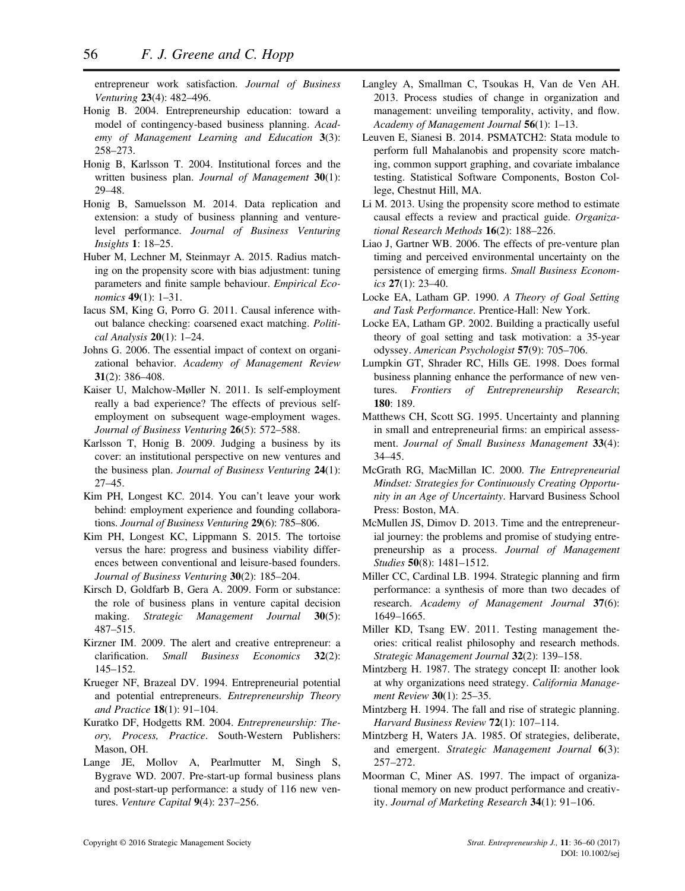entrepreneur work satisfaction. *Journal of Business Venturing* **23**(4): 482–496.

Honig B. 2004. Entrepreneurship education: toward a model of contingency-based business planning. *Academy of Management Learning and Education* **3**(3): 258–273.

Honig B, Karlsson T. 2004. Institutional forces and the written business plan. *Journal of Management* **30**(1): 29–48.

Honig B, Samuelsson M. 2014. Data replication and extension: a study of business planning and venture-level performance. *Journal of Business Venturing Insights* **1**: 18–25.

Huber M, Lechner M, Steinmayr A. 2015. Radius matching on the propensity score with bias adjustment: tuning parameters and finite sample behaviour. *Empirical Economics* **49**(1): 1–31.

Iacus SM, King G, Porro G. 2011. Causal inference without balance checking: coarsened exact matching. *Political Analysis* **20**(1): 1–24.

Johns G. 2006. The essential impact of context on organizational behavior. *Academy of Management Review* **31**(2): 386–408.

Kaiser U, Malchow-Møller N. 2011. Is self-employment really a bad experience? The effects of previous self-employment on subsequent wage-employment wages. *Journal of Business Venturing* **26**(5): 572–588.

Karlsson T, Honig B. 2009. Judging a business by its cover: an institutional perspective on new ventures and the business plan. *Journal of Business Venturing* **24**(1): 27–45.

Kim PH, Longest KC. 2014. You can't leave your work behind: employment experience and founding collaborations. *Journal of Business Venturing* **29**(6): 785–806.

Kim PH, Longest KC, Lippmann S. 2015. The tortoise versus the hare: progress and business viability differences between conventional and leisure-based founders. *Journal of Business Venturing* **30**(2): 185–204.

Kirsch D, Goldfarb B, Gera A. 2009. Form or substance: the role of business plans in venture capital decision making. *Strategic Management Journal* **30**(5): 487–515.

Kirzner IM. 2009. The alert and creative entrepreneur: a clarification. *Small Business Economics* **32**(2): 145–152.

Krueger NF, Brazeal DV. 1994. Entrepreneurial potential and potential entrepreneurs. *Entrepreneurship Theory and Practice* **18**(1): 91–104.

Kuratko DF, Hodgetts RM. 2004. *Entrepreneurship: Theory, Process, Practice*. South-Western Publishers: Mason, OH.

Lange JE, Mollov A, Pearlmutter M, Singh S, Bygrave WD. 2007. Pre-start-up formal business plans and post-start-up performance: a study of 116 new ventures. *Venture Capital* **9**(4): 237–256.

Langley A, Smallman C, Tsoukas H, Van de Ven AH. 2013. Process studies of change in organization and management: unveiling temporality, activity, and flow. *Academy of Management Journal* **56**(1): 1–13.

Leuven E, Sianesi B. 2014. PSMATCH2: Stata module to perform full Mahalanobis and propensity score matching, common support graphing, and covariate imbalance testing. Statistical Software Components, Boston College, Chestnut Hill, MA.

Li M. 2013. Using the propensity score method to estimate causal effects a review and practical guide. *Organizational Research Methods* **16**(2): 188–226.

Liao J, Gartner WB. 2006. The effects of pre-venture plan timing and perceived environmental uncertainty on the persistence of emerging firms. *Small Business Economics* **27**(1): 23–40.

Locke EA, Latham GP. 1990. *A Theory of Goal Setting and Task Performance*. Prentice-Hall: New York.

Locke EA, Latham GP. 2002. Building a practically useful theory of goal setting and task motivation: a 35-year odyssey. *American Psychologist* **57**(9): 705–706.

Lumpkin GT, Shrader RC, Hills GE. 1998. Does formal business planning enhance the performance of new ventures. *Frontiers of Entrepreneurship Research*; **180**: 189.

Matthews CH, Scott SG. 1995. Uncertainty and planning in small and entrepreneurial firms: an empirical assessment. *Journal of Small Business Management* **33**(4): 34–45.

McGrath RG, MacMillan IC. 2000. *The Entrepreneurial Mindset: Strategies for Continuously Creating Opportunity in an Age of Uncertainty*. Harvard Business School Press: Boston, MA.

McMullen JS, Dimov D. 2013. Time and the entrepreneurial journey: the problems and promise of studying entrepreneurship as a process. *Journal of Management Studies* **50**(8): 1481–1512.

Miller CC, Cardinal LB. 1994. Strategic planning and firm performance: a synthesis of more than two decades of research. *Academy of Management Journal* **37**(6): 1649–1665.

Miller KD, Tsang EW. 2011. Testing management theories: critical realist philosophy and research methods. *Strategic Management Journal* **32**(2): 139–158.

Mintzberg H. 1987. The strategy concept II: another look at why organizations need strategy. *California Management Review* **30**(1): 25–35.

Mintzberg H. 1994. The fall and rise of strategic planning. *Harvard Business Review* **72**(1): 107–114.

Mintzberg H, Waters JA. 1985. Of strategies, deliberate, and emergent. *Strategic Management Journal* **6**(3): 257–272.

Moorman C, Miner AS. 1997. The impact of organizational memory on new product performance and creativity. *Journal of Marketing Research* **34**(1): 91–106.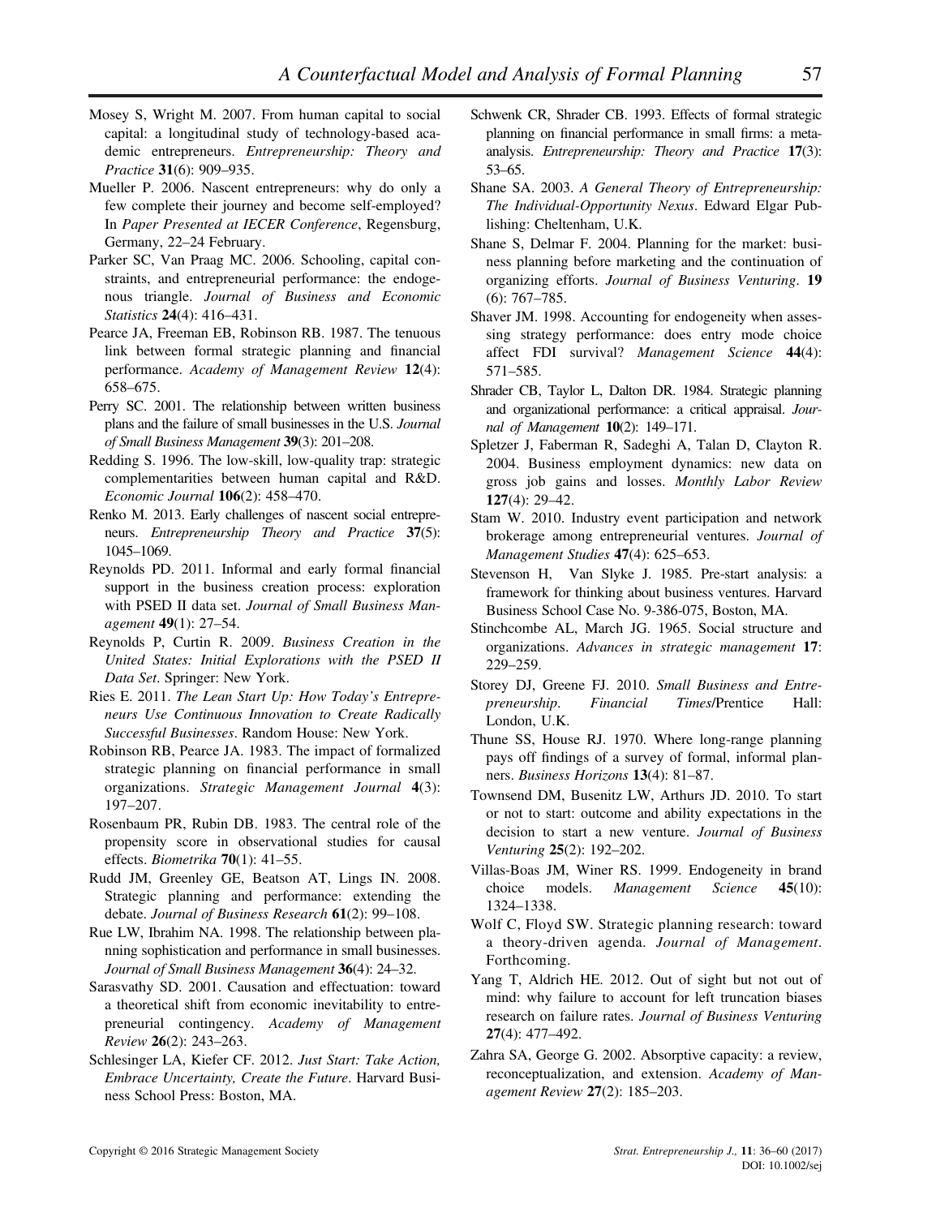Mosey S, Wright M. 2007. From human capital to social capital: a longitudinal study of technology-based academic entrepreneurs. *Entrepreneurship: Theory and Practice* **31**(6): 909–935.

Mueller P. 2006. Nascent entrepreneurs: why do only a few complete their journey and become self-employed? In *Paper Presented at IECER Conference*, Regensburg, Germany, 22–24 February.

Parker SC, Van Praag MC. 2006. Schooling, capital constraints, and entrepreneurial performance: the endogenous triangle. *Journal of Business and Economic Statistics* **24**(4): 416–431.

Pearce JA, Freeman EB, Robinson RB. 1987. The tenuous link between formal strategic planning and financial performance. *Academy of Management Review* **12**(4): 658–675.

Perry SC. 2001. The relationship between written business plans and the failure of small businesses in the U.S. *Journal of Small Business Management* **39**(3): 201–208.

Redding S. 1996. The low-skill, low-quality trap: strategic complementarities between human capital and R&D. *Economic Journal* **106**(2): 458–470.

Renko M. 2013. Early challenges of nascent social entrepreneurs. *Entrepreneurship Theory and Practice* **37**(5): 1045–1069.

Reynolds PD. 2011. Informal and early formal financial support in the business creation process: exploration with PSED II data set. *Journal of Small Business Management* **49**(1): 27–54.

Reynolds P, Curtin R. 2009. *Business Creation in the United States: Initial Explorations with the PSED II Data Set*. Springer: New York.

Ries E. 2011. *The Lean Start Up: How Today's Entrepreneurs Use Continuous Innovation to Create Radically Successful Businesses*. Random House: New York.

Robinson RB, Pearce JA. 1983. The impact of formalized strategic planning on financial performance in small organizations. *Strategic Management Journal* **4**(3): 197–207.

Rosenbaum PR, Rubin DB. 1983. The central role of the propensity score in observational studies for causal effects. *Biometrika* **70**(1): 41–55.

Rudd JM, Greenley GE, Beatson AT, Lings IN. 2008. Strategic planning and performance: extending the debate. *Journal of Business Research* **61**(2): 99–108.

Rue LW, Ibrahim NA. 1998. The relationship between planning sophistication and performance in small businesses. *Journal of Small Business Management* **36**(4): 24–32.

Sarasvathy SD. 2001. Causation and effectuation: toward a theoretical shift from economic inevitability to entrepreneurial contingency. *Academy of Management Review* **26**(2): 243–263.

Schlesinger LA, Kiefer CF. 2012. *Just Start: Take Action, Embrace Uncertainty, Create the Future*. Harvard Business School Press: Boston, MA.

Schwenk CR, Shrader CB. 1993. Effects of formal strategic planning on financial performance in small firms: a meta-analysis. *Entrepreneurship: Theory and Practice* **17**(3): 53–65.

Shane SA. 2003. *A General Theory of Entrepreneurship: The Individual-Opportunity Nexus*. Edward Elgar Publishing: Cheltenham, U.K.

Shane S, Delmar F. 2004. Planning for the market: business planning before marketing and the continuation of organizing efforts. *Journal of Business Venturing*. **19** (6): 767–785.

Shaver JM. 1998. Accounting for endogeneity when assessing strategy performance: does entry mode choice affect FDI survival? *Management Science* **44**(4): 571–585.

Shrader CB, Taylor L, Dalton DR. 1984. Strategic planning and organizational performance: a critical appraisal. *Journal of Management* **10**(2): 149–171.

Spletzer J, Faberman R, Sadeghi A, Talan D, Clayton R. 2004. Business employment dynamics: new data on gross job gains and losses. *Monthly Labor Review* **127**(4): 29–42.

Stam W. 2010. Industry event participation and network brokerage among entrepreneurial ventures. *Journal of Management Studies* **47**(4): 625–653.

Stevenson H, Van Slyke J. 1985. Pre-start analysis: a framework for thinking about business ventures. Harvard Business School Case No. 9-386-075, Boston, MA.

Stinchcombe AL, March JG. 1965. Social structure and organizations. *Advances in strategic management* **17**: 229–259.

Storey DJ, Greene FJ. 2010. *Small Business and Entrepreneurship*. *Financial Times*/Prentice Hall: London, U.K.

Thune SS, House RJ. 1970. Where long-range planning pays off findings of a survey of formal, informal planners. *Business Horizons* **13**(4): 81–87.

Townsend DM, Busenitz LW, Arthurs JD. 2010. To start or not to start: outcome and ability expectations in the decision to start a new venture. *Journal of Business Venturing* **25**(2): 192–202.

Villas-Boas JM, Winer RS. 1999. Endogeneity in brand choice models. *Management Science* **45**(10): 1324–1338.

Wolf C, Floyd SW. Strategic planning research: toward a theory-driven agenda. *Journal of Management*. Forthcoming.

Yang T, Aldrich HE. 2012. Out of sight but not out of mind: why failure to account for left truncation biases research on failure rates. *Journal of Business Venturing* **27**(4): 477–492.

Zahra SA, George G. 2002. Absorptive capacity: a review, reconceptualization, and extension. *Academy of Management Review* **27**(2): 185–203.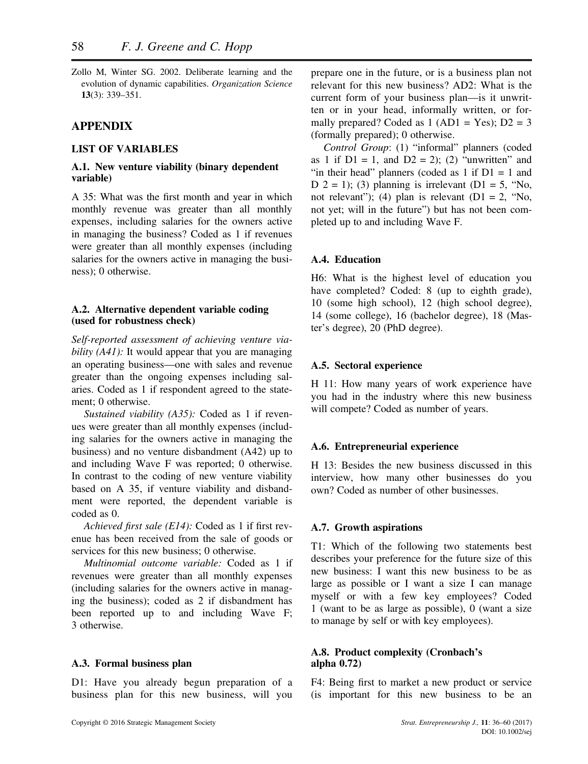Zollo M, Winter SG. 2002. Deliberate learning and the evolution of dynamic capabilities. *Organization Science* **13**(3): 339–351.

## APPENDIX

### LIST OF VARIABLES

#### A.1. New venture viability (binary dependent variable)

A 35: What was the first month and year in which monthly revenue was greater than all monthly expenses, including salaries for the owners active in managing the business? Coded as 1 if revenues were greater than all monthly expenses (including salaries for the owners active in managing the business); 0 otherwise.

#### A.2. Alternative dependent variable coding (used for robustness check)

*Self-reported assessment of achieving venture viability (A41):* It would appear that you are managing an operating business—one with sales and revenue greater than the ongoing expenses including salaries. Coded as 1 if respondent agreed to the statement; 0 otherwise.

*Sustained viability (A35):* Coded as 1 if revenues were greater than all monthly expenses (including salaries for the owners active in managing the business) and no venture disbandment (A42) up to and including Wave F was reported; 0 otherwise. In contrast to the coding of new venture viability based on A 35, if venture viability and disbandment were reported, the dependent variable is coded as 0.

*Achieved first sale (E14):* Coded as 1 if first revenue has been received from the sale of goods or services for this new business; 0 otherwise.

*Multinomial outcome variable:* Coded as 1 if revenues were greater than all monthly expenses (including salaries for the owners active in managing the business); coded as 2 if disbandment has been reported up to and including Wave F; 3 otherwise.

#### A.3. Formal business plan

D1: Have you already begun preparation of a business plan for this new business, will you prepare one in the future, or is a business plan not relevant for this new business? AD2: What is the current form of your business plan—is it unwritten or in your head, informally written, or formally prepared? Coded as 1 (AD1 = Yes); D2 = 3 (formally prepared); 0 otherwise.

*Control Group*: (1) "informal" planners (coded as 1 if D1 = 1, and D2 = 2); (2) "unwritten" and "in their head" planners (coded as 1 if D1 = 1 and D 2 = 1); (3) planning is irrelevant (D1 = 5, "No, not relevant"); (4) plan is relevant (D1 = 2, "No, not yet; will in the future") but has not been completed up to and including Wave F.

#### A.4. Education

H6: What is the highest level of education you have completed? Coded: 8 (up to eighth grade), 10 (some high school), 12 (high school degree), 14 (some college), 16 (bachelor degree), 18 (Master's degree), 20 (PhD degree).

#### A.5. Sectoral experience

H 11: How many years of work experience have you had in the industry where this new business will compete? Coded as number of years.

#### A.6. Entrepreneurial experience

H 13: Besides the new business discussed in this interview, how many other businesses do you own? Coded as number of other businesses.

#### A.7. Growth aspirations

T1: Which of the following two statements best describes your preference for the future size of this new business: I want this new business to be as large as possible or I want a size I can manage myself or with a few key employees? Coded 1 (want to be as large as possible), 0 (want a size to manage by self or with key employees).

#### A.8. Product complexity (Cronbach's alpha 0.72)

F4: Being first to market a new product or service (is important for this new business to be an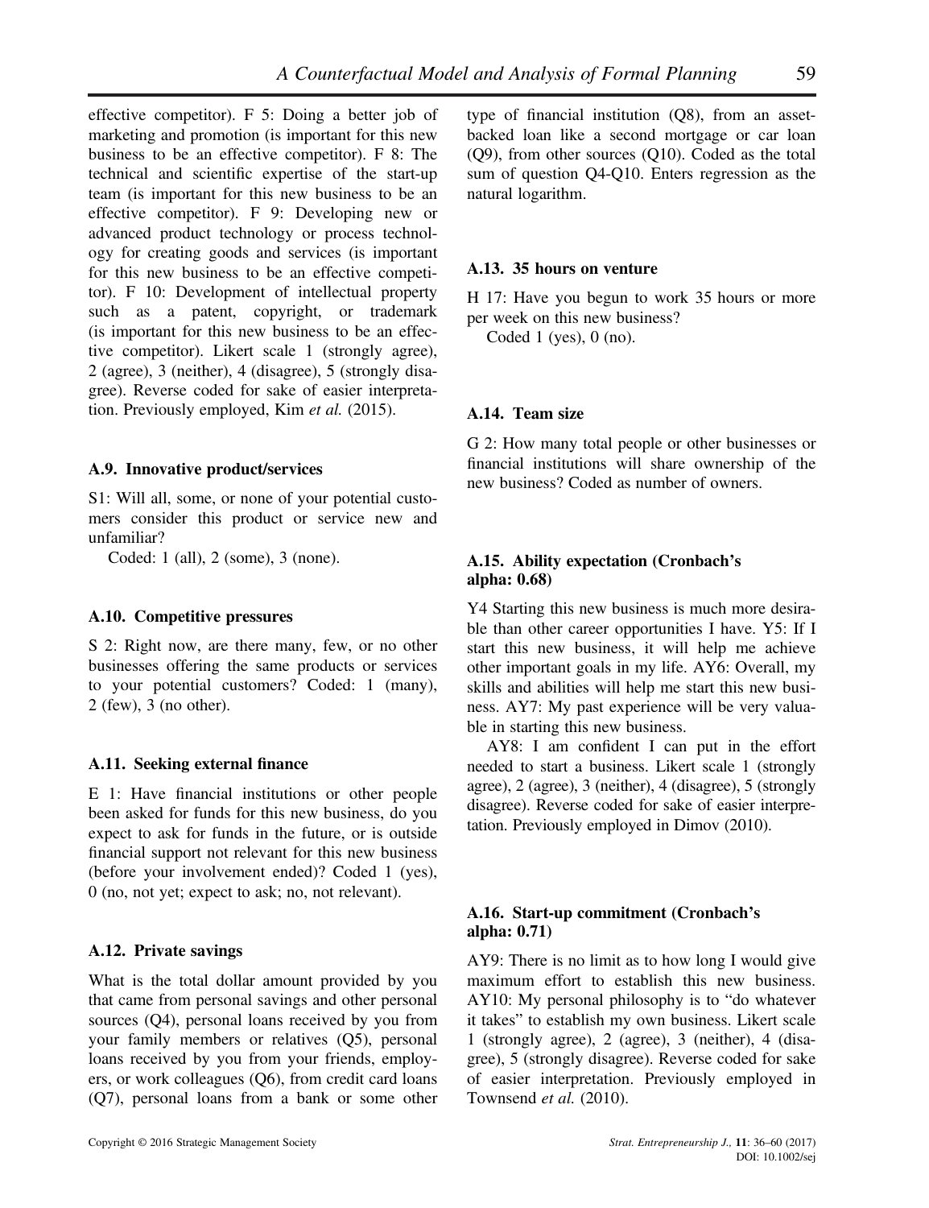effective competitor). F 5: Doing a better job of marketing and promotion (is important for this new business to be an effective competitor). F 8: The technical and scientific expertise of the start-up team (is important for this new business to be an effective competitor). F 9: Developing new or advanced product technology or process technology for creating goods and services (is important for this new business to be an effective competitor). F 10: Development of intellectual property such as a patent, copyright, or trademark (is important for this new business to be an effective competitor). Likert scale 1 (strongly agree), 2 (agree), 3 (neither), 4 (disagree), 5 (strongly disagree). Reverse coded for sake of easier interpretation. Previously employed, Kim *et al.* (2015).

### A.9. Innovative product/services

S1: Will all, some, or none of your potential customers consider this product or service new and unfamiliar?

Coded: 1 (all), 2 (some), 3 (none).

### A.10. Competitive pressures

S 2: Right now, are there many, few, or no other businesses offering the same products or services to your potential customers? Coded: 1 (many), 2 (few), 3 (no other).

### A.11. Seeking external finance

E 1: Have financial institutions or other people been asked for funds for this new business, do you expect to ask for funds in the future, or is outside financial support not relevant for this new business (before your involvement ended)? Coded 1 (yes), 0 (no, not yet; expect to ask; no, not relevant).

### A.12. Private savings

What is the total dollar amount provided by you that came from personal savings and other personal sources (Q4), personal loans received by you from your family members or relatives (Q5), personal loans received by you from your friends, employers, or work colleagues (Q6), from credit card loans (Q7), personal loans from a bank or some other type of financial institution (Q8), from an asset-backed loan like a second mortgage or car loan (Q9), from other sources (Q10). Coded as the total sum of question Q4-Q10. Enters regression as the natural logarithm.

### A.13. 35 hours on venture

H 17: Have you begun to work 35 hours or more per week on this new business?

Coded 1 (yes), 0 (no).

### A.14. Team size

G 2: How many total people or other businesses or financial institutions will share ownership of the new business? Coded as number of owners.

### A.15. Ability expectation (Cronbach's alpha: 0.68)

Y4 Starting this new business is much more desirable than other career opportunities I have. Y5: If I start this new business, it will help me achieve other important goals in my life. AY6: Overall, my skills and abilities will help me start this new business. AY7: My past experience will be very valuable in starting this new business.

AY8: I am confident I can put in the effort needed to start a business. Likert scale 1 (strongly agree), 2 (agree), 3 (neither), 4 (disagree), 5 (strongly disagree). Reverse coded for sake of easier interpretation. Previously employed in Dimov (2010).

### A.16. Start-up commitment (Cronbach's alpha: 0.71)

AY9: There is no limit as to how long I would give maximum effort to establish this new business. AY10: My personal philosophy is to "do whatever it takes" to establish my own business. Likert scale 1 (strongly agree), 2 (agree), 3 (neither), 4 (disagree), 5 (strongly disagree). Reverse coded for sake of easier interpretation. Previously employed in Townsend *et al.* (2010).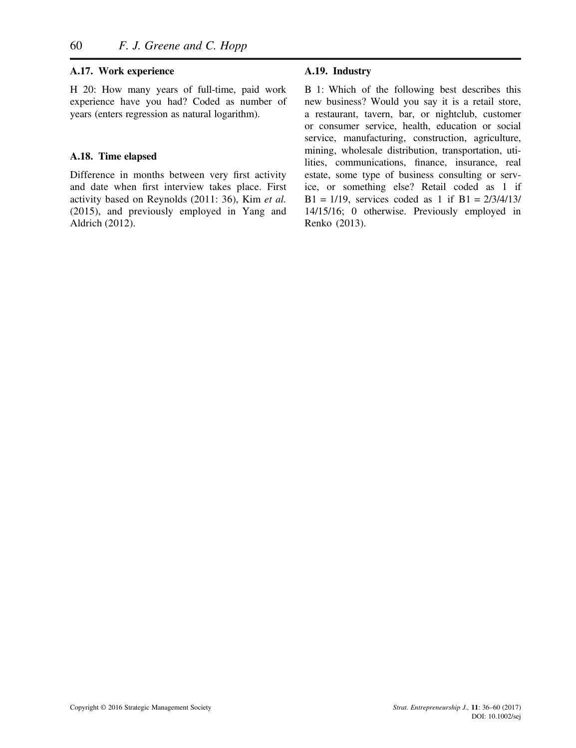### A.17. Work experience

H 20: How many years of full-time, paid work experience have you had? Coded as number of years (enters regression as natural logarithm).

### A.18. Time elapsed

Difference in months between very first activity and date when first interview takes place. First activity based on Reynolds (2011: 36), Kim *et al.* (2015), and previously employed in Yang and Aldrich (2012).

### A.19. Industry

B 1: Which of the following best describes this new business? Would you say it is a retail store, a restaurant, tavern, bar, or nightclub, customer or consumer service, health, education or social service, manufacturing, construction, agriculture, mining, wholesale distribution, transportation, utilities, communications, finance, insurance, real estate, some type of business consulting or service, or something else? Retail coded as 1 if B1 = 1/19, services coded as 1 if B1 = 2/3/4/13/14/15/16; 0 otherwise. Previously employed in Renko (2013).